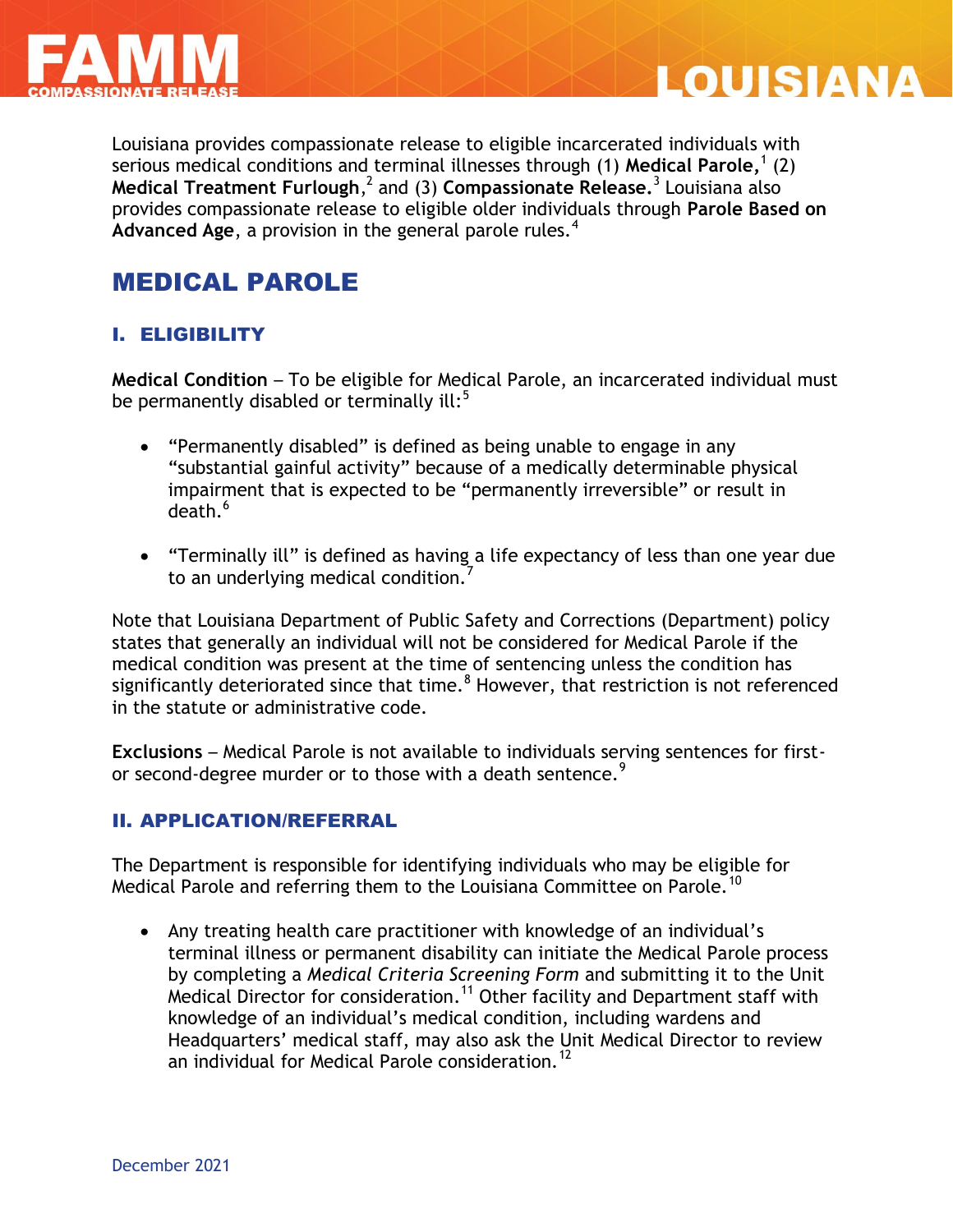# FAMM COMPASSIONATE RELEASE

# LOUISIANA

Louisiana provides compassionate release to eligible incarcerated individuals with serious medical conditions and terminal illnesses through (1) **Medical Parole,**[1] (2) **Medical Treatment Furlough**,[2] and (3) **Compassionate Release.**[3] Louisiana also provides compassionate release to eligible older individuals through **Parole Based on Advanced Age**, a provision in the general parole rules.[4]

## MEDICAL PAROLE

### I. ELIGIBILITY

**Medical Condition** – To be eligible for Medical Parole, an incarcerated individual must be permanently disabled or terminally ill:[5]

- "Permanently disabled" is defined as being unable to engage in any "substantial gainful activity" because of a medically determinable physical impairment that is expected to be "permanently irreversible" or result in death.[6]
- "Terminally ill" is defined as having a life expectancy of less than one year due to an underlying medical condition.[7]

Note that Louisiana Department of Public Safety and Corrections (Department) policy states that generally an individual will not be considered for Medical Parole if the medical condition was present at the time of sentencing unless the condition has significantly deteriorated since that time.[8] However, that restriction is not referenced in the statute or administrative code.

**Exclusions** – Medical Parole is not available to individuals serving sentences for first- or second-degree murder or to those with a death sentence.[9]

### II. APPLICATION/REFERRAL

The Department is responsible for identifying individuals who may be eligible for Medical Parole and referring them to the Louisiana Committee on Parole.[10]

- Any treating health care practitioner with knowledge of an individual's terminal illness or permanent disability can initiate the Medical Parole process by completing a *Medical Criteria Screening Form* and submitting it to the Unit Medical Director for consideration.[11] Other facility and Department staff with knowledge of an individual's medical condition, including wardens and Headquarters' medical staff, may also ask the Unit Medical Director to review an individual for Medical Parole consideration.[12]

December 2021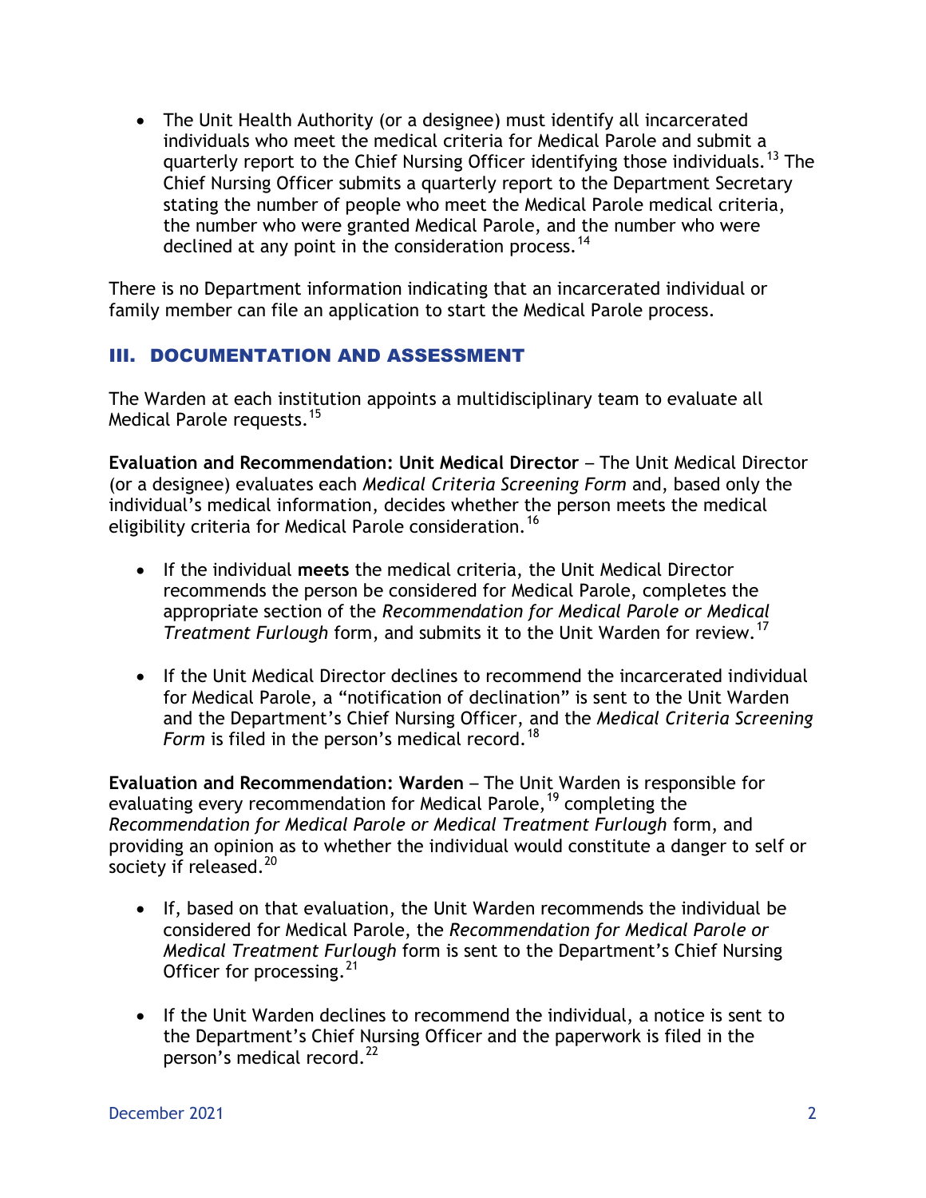- The Unit Health Authority (or a designee) must identify all incarcerated individuals who meet the medical criteria for Medical Parole and submit a quarterly report to the Chief Nursing Officer identifying those individuals.[13] The Chief Nursing Officer submits a quarterly report to the Department Secretary stating the number of people who meet the Medical Parole medical criteria, the number who were granted Medical Parole, and the number who were declined at any point in the consideration process.[14]

There is no Department information indicating that an incarcerated individual or family member can file an application to start the Medical Parole process.

## III. DOCUMENTATION AND ASSESSMENT

The Warden at each institution appoints a multidisciplinary team to evaluate all Medical Parole requests.[15]

**Evaluation and Recommendation: Unit Medical Director** – The Unit Medical Director (or a designee) evaluates each *Medical Criteria Screening Form* and, based only the individual's medical information, decides whether the person meets the medical eligibility criteria for Medical Parole consideration.[16]

- If the individual **meets** the medical criteria, the Unit Medical Director recommends the person be considered for Medical Parole, completes the appropriate section of the *Recommendation for Medical Parole or Medical Treatment Furlough* form, and submits it to the Unit Warden for review.[17]

- If the Unit Medical Director declines to recommend the incarcerated individual for Medical Parole, a "notification of declination" is sent to the Unit Warden and the Department's Chief Nursing Officer, and the *Medical Criteria Screening Form* is filed in the person's medical record.[18]

**Evaluation and Recommendation: Warden** – The Unit Warden is responsible for evaluating every recommendation for Medical Parole,[19] completing the *Recommendation for Medical Parole or Medical Treatment Furlough* form, and providing an opinion as to whether the individual would constitute a danger to self or society if released.[20]

- If, based on that evaluation, the Unit Warden recommends the individual be considered for Medical Parole, the *Recommendation for Medical Parole or Medical Treatment Furlough* form is sent to the Department's Chief Nursing Officer for processing.[21]

- If the Unit Warden declines to recommend the individual, a notice is sent to the Department's Chief Nursing Officer and the paperwork is filed in the person's medical record.[22]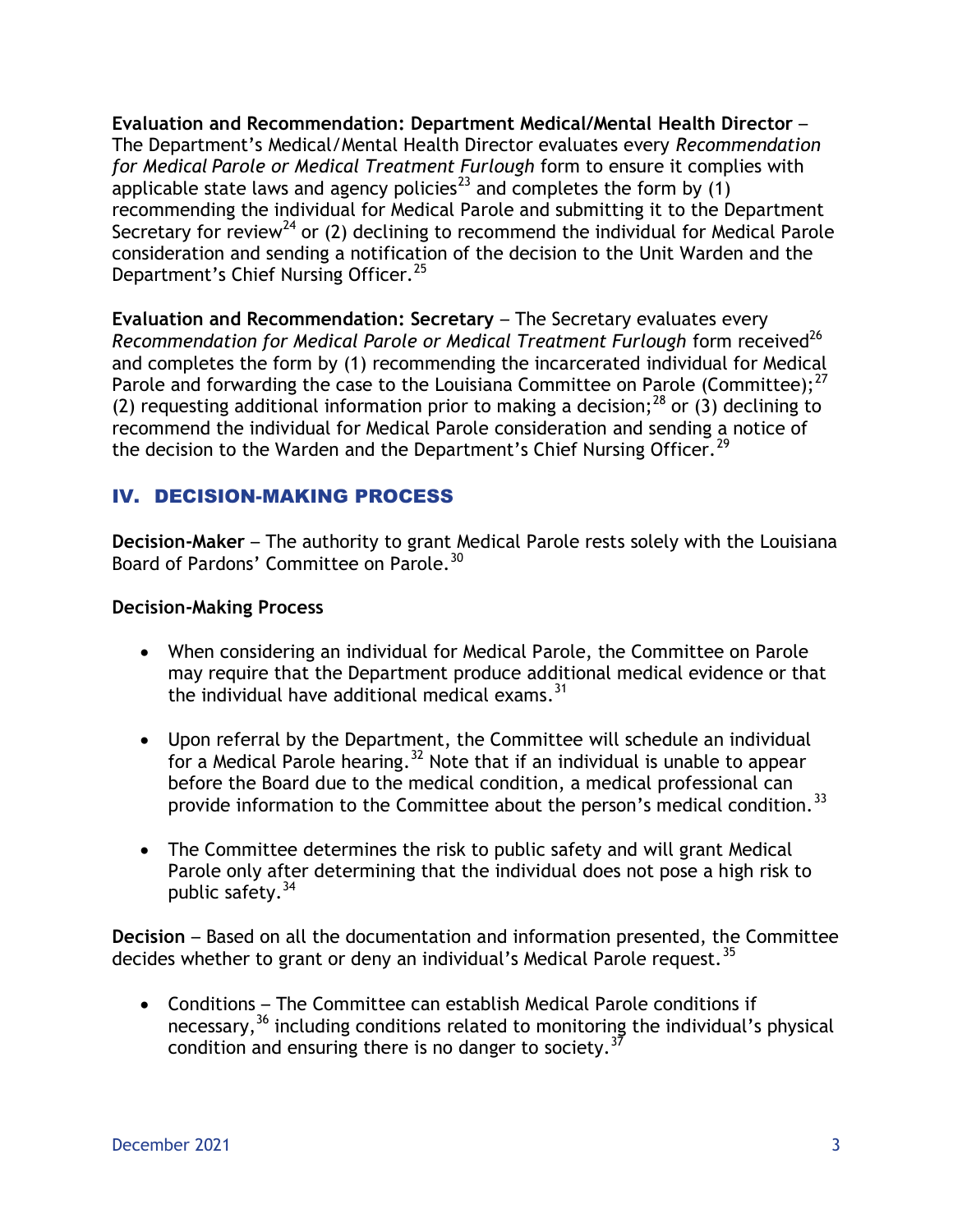**Evaluation and Recommendation: Department Medical/Mental Health Director** – The Department's Medical/Mental Health Director evaluates every *Recommendation for Medical Parole or Medical Treatment Furlough* form to ensure it complies with applicable state laws and agency policies[23] and completes the form by (1) recommending the individual for Medical Parole and submitting it to the Department Secretary for review[24] or (2) declining to recommend the individual for Medical Parole consideration and sending a notification of the decision to the Unit Warden and the Department's Chief Nursing Officer.[25]

**Evaluation and Recommendation: Secretary** – The Secretary evaluates every *Recommendation for Medical Parole or Medical Treatment Furlough* form received[26] and completes the form by (1) recommending the incarcerated individual for Medical Parole and forwarding the case to the Louisiana Committee on Parole (Committee);[27] (2) requesting additional information prior to making a decision;[28] or (3) declining to recommend the individual for Medical Parole consideration and sending a notice of the decision to the Warden and the Department's Chief Nursing Officer.[29]

## IV. DECISION-MAKING PROCESS

**Decision-Maker** – The authority to grant Medical Parole rests solely with the Louisiana Board of Pardons' Committee on Parole.[30]

**Decision-Making Process**

- When considering an individual for Medical Parole, the Committee on Parole may require that the Department produce additional medical evidence or that the individual have additional medical exams.[31]
- Upon referral by the Department, the Committee will schedule an individual for a Medical Parole hearing.[32] Note that if an individual is unable to appear before the Board due to the medical condition, a medical professional can provide information to the Committee about the person's medical condition.[33]
- The Committee determines the risk to public safety and will grant Medical Parole only after determining that the individual does not pose a high risk to public safety.[34]

**Decision** – Based on all the documentation and information presented, the Committee decides whether to grant or deny an individual's Medical Parole request.[35]

- Conditions – The Committee can establish Medical Parole conditions if necessary,[36] including conditions related to monitoring the individual's physical condition and ensuring there is no danger to society.[37]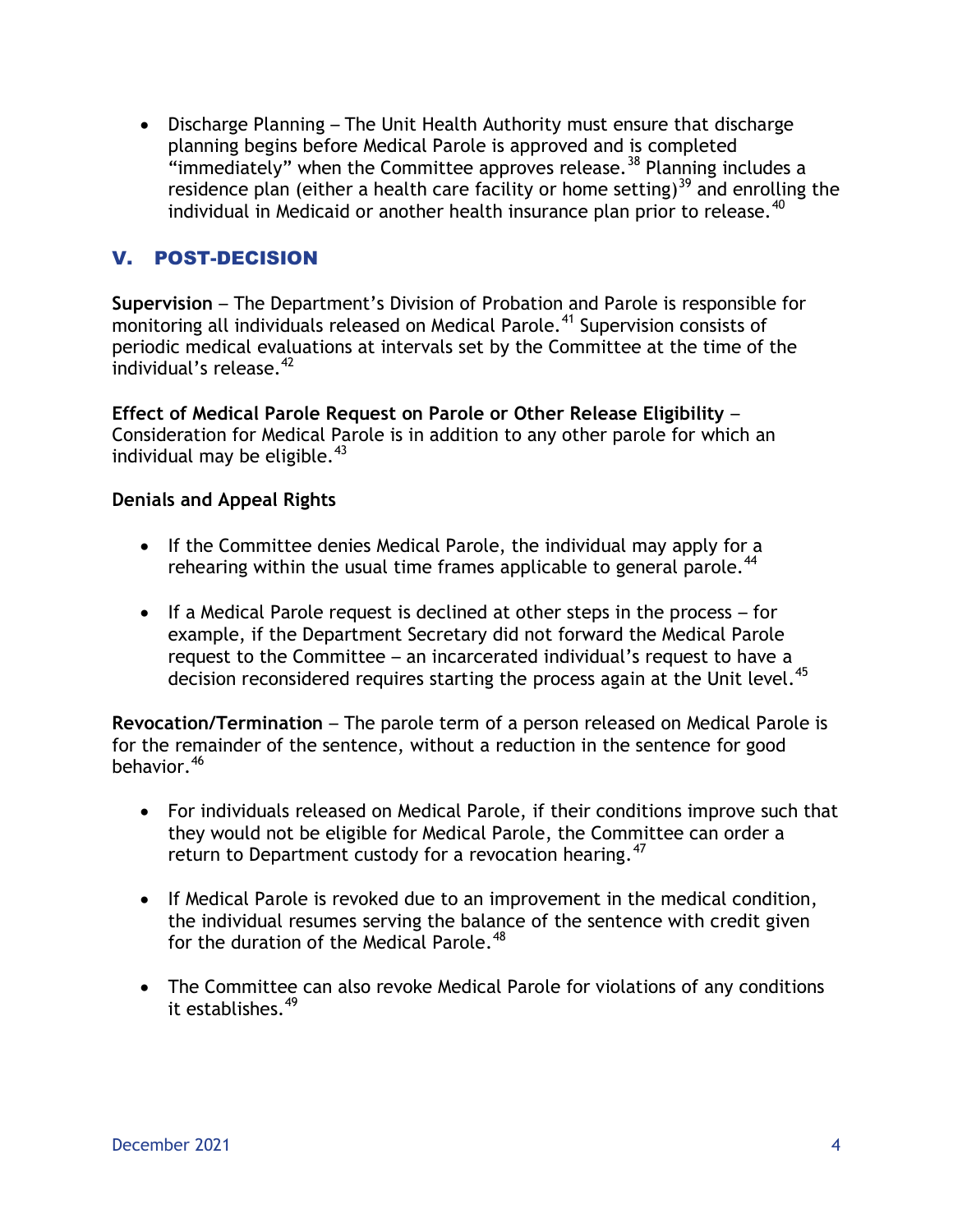- Discharge Planning – The Unit Health Authority must ensure that discharge planning begins before Medical Parole is approved and is completed "immediately" when the Committee approves release.[38] Planning includes a residence plan (either a health care facility or home setting)[39] and enrolling the individual in Medicaid or another health insurance plan prior to release.[40]

## V. POST-DECISION

**Supervision** – The Department's Division of Probation and Parole is responsible for monitoring all individuals released on Medical Parole.[41] Supervision consists of periodic medical evaluations at intervals set by the Committee at the time of the individual's release.[42]

**Effect of Medical Parole Request on Parole or Other Release Eligibility** – Consideration for Medical Parole is in addition to any other parole for which an individual may be eligible.[43]

**Denials and Appeal Rights**

- If the Committee denies Medical Parole, the individual may apply for a rehearing within the usual time frames applicable to general parole.[44]

- If a Medical Parole request is declined at other steps in the process – for example, if the Department Secretary did not forward the Medical Parole request to the Committee – an incarcerated individual's request to have a decision reconsidered requires starting the process again at the Unit level.[45]

**Revocation/Termination** – The parole term of a person released on Medical Parole is for the remainder of the sentence, without a reduction in the sentence for good behavior.[46]

- For individuals released on Medical Parole, if their conditions improve such that they would not be eligible for Medical Parole, the Committee can order a return to Department custody for a revocation hearing.[47]

- If Medical Parole is revoked due to an improvement in the medical condition, the individual resumes serving the balance of the sentence with credit given for the duration of the Medical Parole.[48]

- The Committee can also revoke Medical Parole for violations of any conditions it establishes.[49]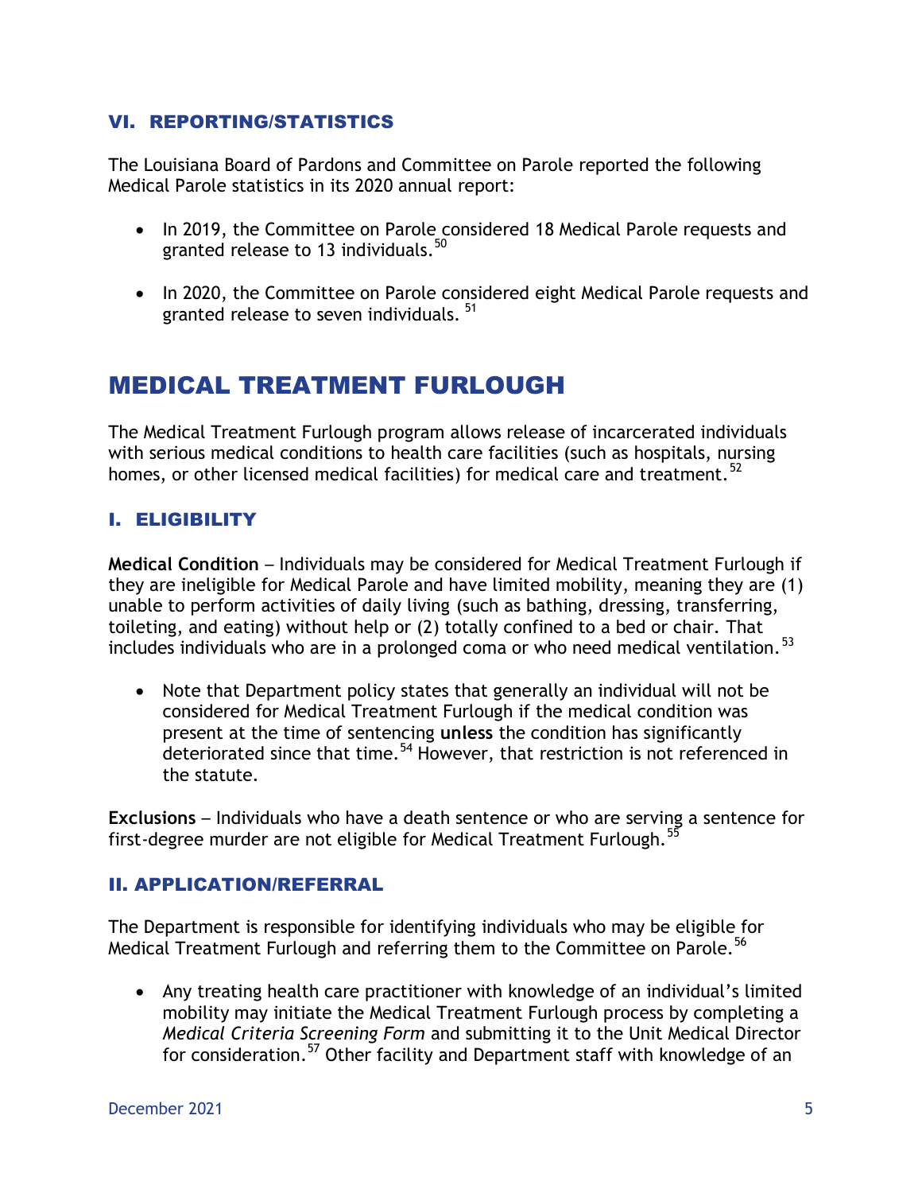### VI. REPORTING/STATISTICS

The Louisiana Board of Pardons and Committee on Parole reported the following Medical Parole statistics in its 2020 annual report:

- In 2019, the Committee on Parole considered 18 Medical Parole requests and granted release to 13 individuals.[50]
- In 2020, the Committee on Parole considered eight Medical Parole requests and granted release to seven individuals. [51]

## MEDICAL TREATMENT FURLOUGH

The Medical Treatment Furlough program allows release of incarcerated individuals with serious medical conditions to health care facilities (such as hospitals, nursing homes, or other licensed medical facilities) for medical care and treatment.[52]

### I. ELIGIBILITY

**Medical Condition** – Individuals may be considered for Medical Treatment Furlough if they are ineligible for Medical Parole and have limited mobility, meaning they are (1) unable to perform activities of daily living (such as bathing, dressing, transferring, toileting, and eating) without help or (2) totally confined to a bed or chair. That includes individuals who are in a prolonged coma or who need medical ventilation.[53]

- Note that Department policy states that generally an individual will not be considered for Medical Treatment Furlough if the medical condition was present at the time of sentencing **unless** the condition has significantly deteriorated since that time.[54] However, that restriction is not referenced in the statute.

**Exclusions** – Individuals who have a death sentence or who are serving a sentence for first-degree murder are not eligible for Medical Treatment Furlough.[55]

### II. APPLICATION/REFERRAL

The Department is responsible for identifying individuals who may be eligible for Medical Treatment Furlough and referring them to the Committee on Parole.[56]

- Any treating health care practitioner with knowledge of an individual's limited mobility may initiate the Medical Treatment Furlough process by completing a *Medical Criteria Screening Form* and submitting it to the Unit Medical Director for consideration.[57] Other facility and Department staff with knowledge of an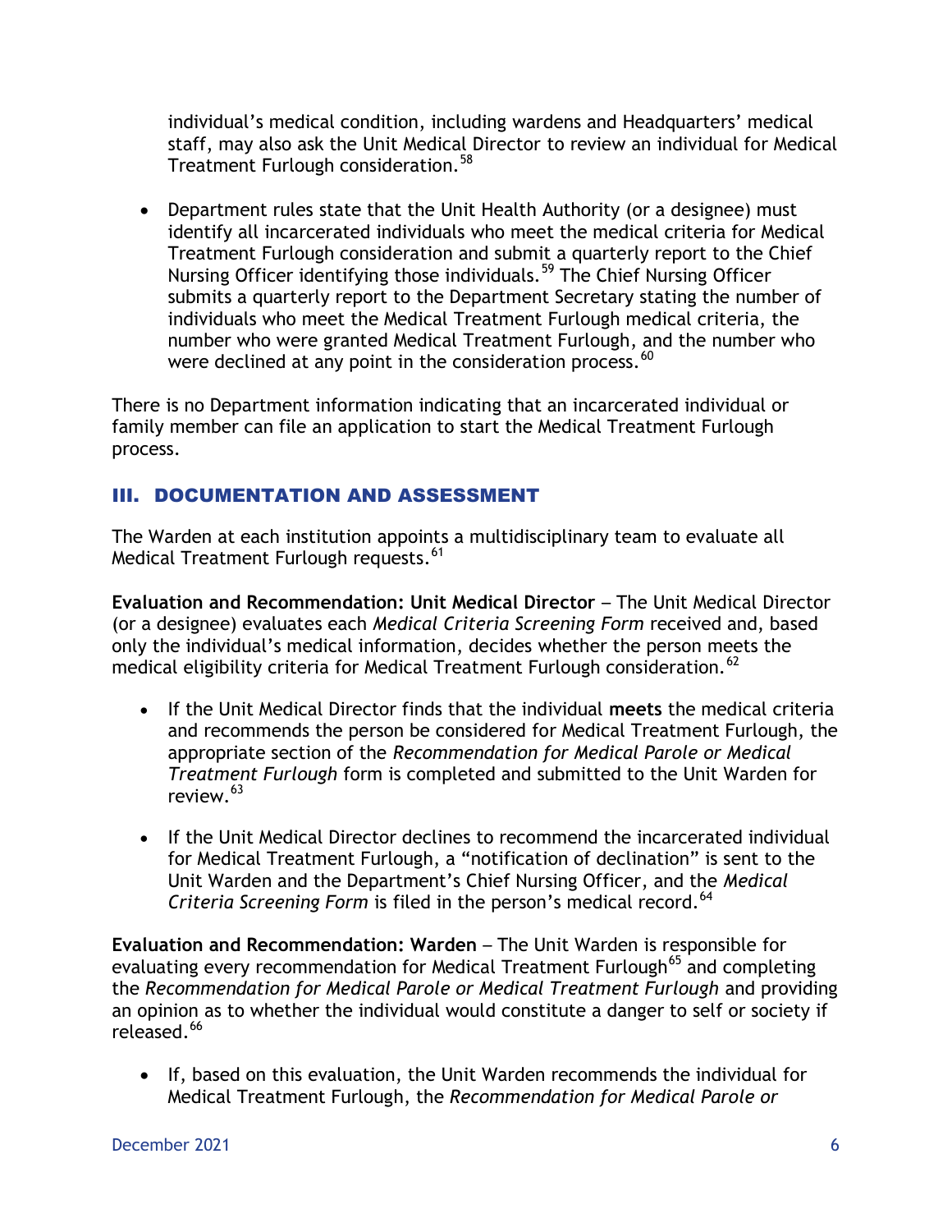individual's medical condition, including wardens and Headquarters' medical staff, may also ask the Unit Medical Director to review an individual for Medical Treatment Furlough consideration.[58]

- Department rules state that the Unit Health Authority (or a designee) must identify all incarcerated individuals who meet the medical criteria for Medical Treatment Furlough consideration and submit a quarterly report to the Chief Nursing Officer identifying those individuals.[59] The Chief Nursing Officer submits a quarterly report to the Department Secretary stating the number of individuals who meet the Medical Treatment Furlough medical criteria, the number who were granted Medical Treatment Furlough, and the number who were declined at any point in the consideration process.[60]

There is no Department information indicating that an incarcerated individual or family member can file an application to start the Medical Treatment Furlough process.

## III. DOCUMENTATION AND ASSESSMENT

The Warden at each institution appoints a multidisciplinary team to evaluate all Medical Treatment Furlough requests.[61]

**Evaluation and Recommendation: Unit Medical Director** – The Unit Medical Director (or a designee) evaluates each *Medical Criteria Screening Form* received and, based only the individual's medical information, decides whether the person meets the medical eligibility criteria for Medical Treatment Furlough consideration.[62]

- If the Unit Medical Director finds that the individual **meets** the medical criteria and recommends the person be considered for Medical Treatment Furlough, the appropriate section of the *Recommendation for Medical Parole or Medical Treatment Furlough* form is completed and submitted to the Unit Warden for review.[63]
- If the Unit Medical Director declines to recommend the incarcerated individual for Medical Treatment Furlough, a "notification of declination" is sent to the Unit Warden and the Department's Chief Nursing Officer, and the *Medical Criteria Screening Form* is filed in the person's medical record.[64]

**Evaluation and Recommendation: Warden** – The Unit Warden is responsible for evaluating every recommendation for Medical Treatment Furlough[65] and completing the *Recommendation for Medical Parole or Medical Treatment Furlough* and providing an opinion as to whether the individual would constitute a danger to self or society if released.[66]

- If, based on this evaluation, the Unit Warden recommends the individual for Medical Treatment Furlough, the *Recommendation for Medical Parole or*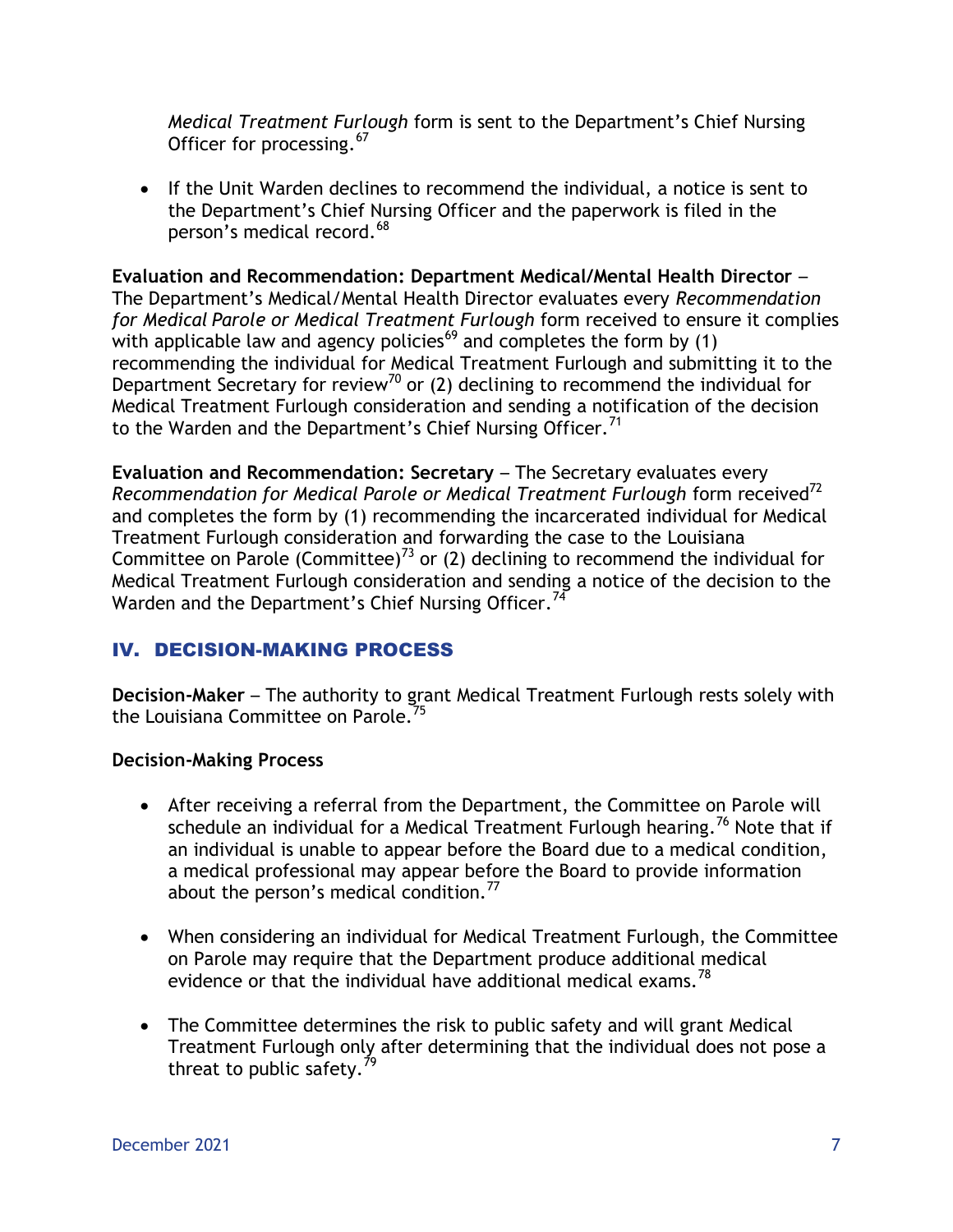*Medical Treatment Furlough* form is sent to the Department's Chief Nursing Officer for processing.[67]

- If the Unit Warden declines to recommend the individual, a notice is sent to the Department's Chief Nursing Officer and the paperwork is filed in the person's medical record.[68]

**Evaluation and Recommendation: Department Medical/Mental Health Director** – The Department's Medical/Mental Health Director evaluates every *Recommendation for Medical Parole or Medical Treatment Furlough* form received to ensure it complies with applicable law and agency policies[69] and completes the form by (1) recommending the individual for Medical Treatment Furlough and submitting it to the Department Secretary for review[70] or (2) declining to recommend the individual for Medical Treatment Furlough consideration and sending a notification of the decision to the Warden and the Department's Chief Nursing Officer.[71]

**Evaluation and Recommendation: Secretary** – The Secretary evaluates every *Recommendation for Medical Parole or Medical Treatment Furlough* form received[72] and completes the form by (1) recommending the incarcerated individual for Medical Treatment Furlough consideration and forwarding the case to the Louisiana Committee on Parole (Committee)[73] or (2) declining to recommend the individual for Medical Treatment Furlough consideration and sending a notice of the decision to the Warden and the Department's Chief Nursing Officer.[74]

## IV. DECISION-MAKING PROCESS

**Decision-Maker** – The authority to grant Medical Treatment Furlough rests solely with the Louisiana Committee on Parole.[75]

**Decision-Making Process**

- After receiving a referral from the Department, the Committee on Parole will schedule an individual for a Medical Treatment Furlough hearing.[76] Note that if an individual is unable to appear before the Board due to a medical condition, a medical professional may appear before the Board to provide information about the person's medical condition.[77]

- When considering an individual for Medical Treatment Furlough, the Committee on Parole may require that the Department produce additional medical evidence or that the individual have additional medical exams.[78]

- The Committee determines the risk to public safety and will grant Medical Treatment Furlough only after determining that the individual does not pose a threat to public safety.[79]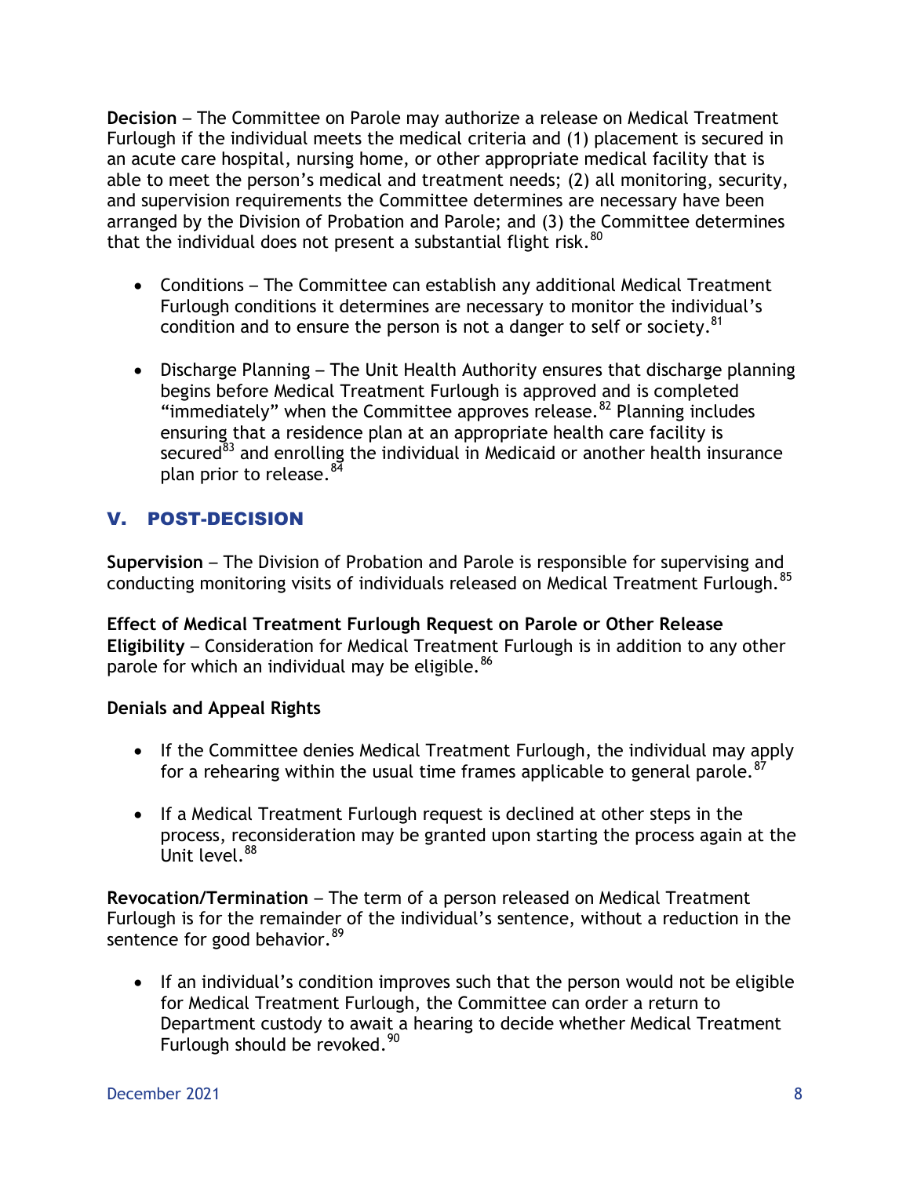**Decision** – The Committee on Parole may authorize a release on Medical Treatment Furlough if the individual meets the medical criteria and (1) placement is secured in an acute care hospital, nursing home, or other appropriate medical facility that is able to meet the person's medical and treatment needs; (2) all monitoring, security, and supervision requirements the Committee determines are necessary have been arranged by the Division of Probation and Parole; and (3) the Committee determines that the individual does not present a substantial flight risk.[80]

- Conditions – The Committee can establish any additional Medical Treatment Furlough conditions it determines are necessary to monitor the individual's condition and to ensure the person is not a danger to self or society.[81]
- Discharge Planning – The Unit Health Authority ensures that discharge planning begins before Medical Treatment Furlough is approved and is completed "immediately" when the Committee approves release.[82] Planning includes ensuring that a residence plan at an appropriate health care facility is secured[83] and enrolling the individual in Medicaid or another health insurance plan prior to release.[84]

## V. POST-DECISION

**Supervision** – The Division of Probation and Parole is responsible for supervising and conducting monitoring visits of individuals released on Medical Treatment Furlough.[85]

**Effect of Medical Treatment Furlough Request on Parole or Other Release Eligibility** – Consideration for Medical Treatment Furlough is in addition to any other parole for which an individual may be eligible.[86]

**Denials and Appeal Rights**

- If the Committee denies Medical Treatment Furlough, the individual may apply for a rehearing within the usual time frames applicable to general parole.[87]
- If a Medical Treatment Furlough request is declined at other steps in the process, reconsideration may be granted upon starting the process again at the Unit level.[88]

**Revocation/Termination** – The term of a person released on Medical Treatment Furlough is for the remainder of the individual's sentence, without a reduction in the sentence for good behavior.[89]

- If an individual's condition improves such that the person would not be eligible for Medical Treatment Furlough, the Committee can order a return to Department custody to await a hearing to decide whether Medical Treatment Furlough should be revoked.[90]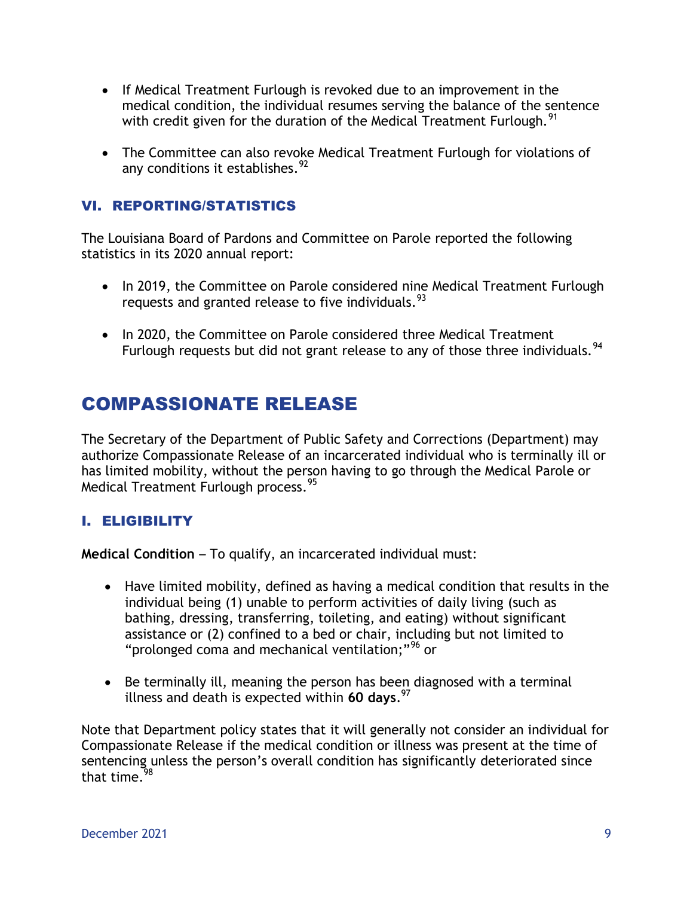- If Medical Treatment Furlough is revoked due to an improvement in the medical condition, the individual resumes serving the balance of the sentence with credit given for the duration of the Medical Treatment Furlough.[91]

- The Committee can also revoke Medical Treatment Furlough for violations of any conditions it establishes.[92]

### VI. REPORTING/STATISTICS

The Louisiana Board of Pardons and Committee on Parole reported the following statistics in its 2020 annual report:

- In 2019, the Committee on Parole considered nine Medical Treatment Furlough requests and granted release to five individuals.[93]

- In 2020, the Committee on Parole considered three Medical Treatment Furlough requests but did not grant release to any of those three individuals.[94]

## COMPASSIONATE RELEASE

The Secretary of the Department of Public Safety and Corrections (Department) may authorize Compassionate Release of an incarcerated individual who is terminally ill or has limited mobility, without the person having to go through the Medical Parole or Medical Treatment Furlough process.[95]

### I. ELIGIBILITY

**Medical Condition** – To qualify, an incarcerated individual must:

- Have limited mobility, defined as having a medical condition that results in the individual being (1) unable to perform activities of daily living (such as bathing, dressing, transferring, toileting, and eating) without significant assistance or (2) confined to a bed or chair, including but not limited to "prolonged coma and mechanical ventilation;"[96] or

- Be terminally ill, meaning the person has been diagnosed with a terminal illness and death is expected within **60 days**.[97]

Note that Department policy states that it will generally not consider an individual for Compassionate Release if the medical condition or illness was present at the time of sentencing unless the person's overall condition has significantly deteriorated since that time.[98]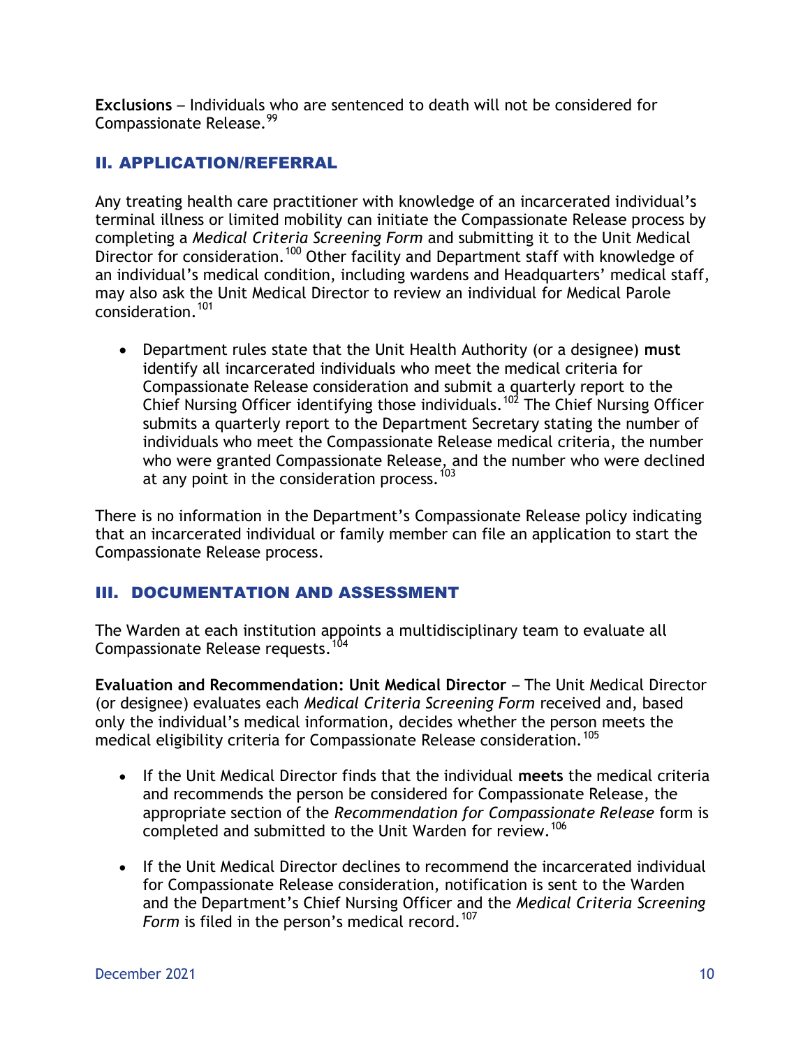**Exclusions** – Individuals who are sentenced to death will not be considered for Compassionate Release.[99]

## II. APPLICATION/REFERRAL

Any treating health care practitioner with knowledge of an incarcerated individual's terminal illness or limited mobility can initiate the Compassionate Release process by completing a *Medical Criteria Screening Form* and submitting it to the Unit Medical Director for consideration.[100] Other facility and Department staff with knowledge of an individual's medical condition, including wardens and Headquarters' medical staff, may also ask the Unit Medical Director to review an individual for Medical Parole consideration.[101]

- Department rules state that the Unit Health Authority (or a designee) **must** identify all incarcerated individuals who meet the medical criteria for Compassionate Release consideration and submit a quarterly report to the Chief Nursing Officer identifying those individuals.[102] The Chief Nursing Officer submits a quarterly report to the Department Secretary stating the number of individuals who meet the Compassionate Release medical criteria, the number who were granted Compassionate Release, and the number who were declined at any point in the consideration process.[103]

There is no information in the Department's Compassionate Release policy indicating that an incarcerated individual or family member can file an application to start the Compassionate Release process.

## III. DOCUMENTATION AND ASSESSMENT

The Warden at each institution appoints a multidisciplinary team to evaluate all Compassionate Release requests.[104]

**Evaluation and Recommendation: Unit Medical Director** – The Unit Medical Director (or designee) evaluates each *Medical Criteria Screening Form* received and, based only the individual's medical information, decides whether the person meets the medical eligibility criteria for Compassionate Release consideration.[105]

- If the Unit Medical Director finds that the individual **meets** the medical criteria and recommends the person be considered for Compassionate Release, the appropriate section of the *Recommendation for Compassionate Release* form is completed and submitted to the Unit Warden for review.[106]
- If the Unit Medical Director declines to recommend the incarcerated individual for Compassionate Release consideration, notification is sent to the Warden and the Department's Chief Nursing Officer and the *Medical Criteria Screening Form* is filed in the person's medical record.[107]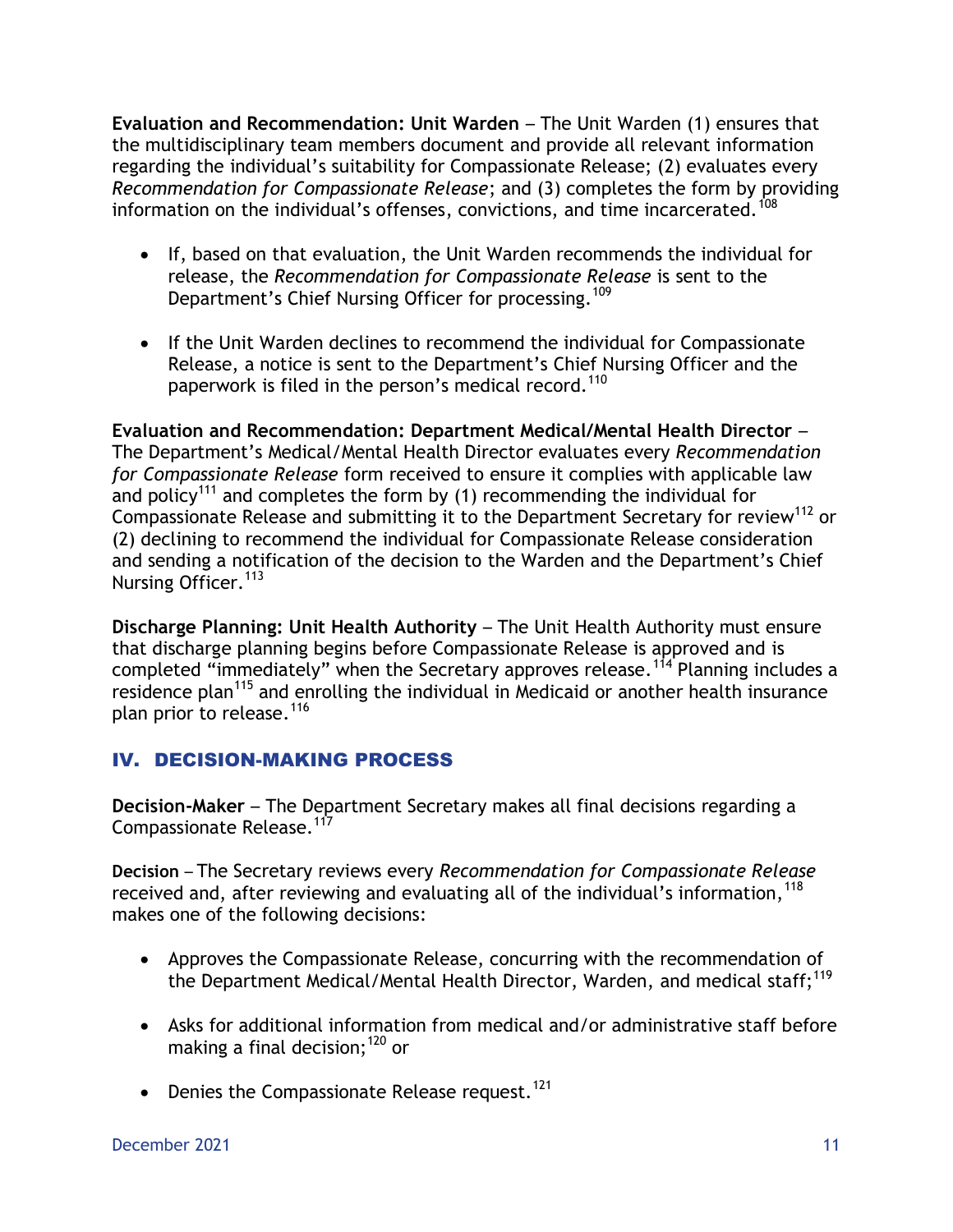**Evaluation and Recommendation: Unit Warden** – The Unit Warden (1) ensures that the multidisciplinary team members document and provide all relevant information regarding the individual's suitability for Compassionate Release; (2) evaluates every *Recommendation for Compassionate Release*; and (3) completes the form by providing information on the individual's offenses, convictions, and time incarcerated.[108]

- If, based on that evaluation, the Unit Warden recommends the individual for release, the *Recommendation for Compassionate Release* is sent to the Department's Chief Nursing Officer for processing.[109]
- If the Unit Warden declines to recommend the individual for Compassionate Release, a notice is sent to the Department's Chief Nursing Officer and the paperwork is filed in the person's medical record.[110]

**Evaluation and Recommendation: Department Medical/Mental Health Director** – The Department's Medical/Mental Health Director evaluates every *Recommendation for Compassionate Release* form received to ensure it complies with applicable law and policy[111] and completes the form by (1) recommending the individual for Compassionate Release and submitting it to the Department Secretary for review[112] or (2) declining to recommend the individual for Compassionate Release consideration and sending a notification of the decision to the Warden and the Department's Chief Nursing Officer.[113]

**Discharge Planning: Unit Health Authority** – The Unit Health Authority must ensure that discharge planning begins before Compassionate Release is approved and is completed "immediately" when the Secretary approves release.[114] Planning includes a residence plan[115] and enrolling the individual in Medicaid or another health insurance plan prior to release.[116]

## IV. DECISION-MAKING PROCESS

**Decision-Maker** – The Department Secretary makes all final decisions regarding a Compassionate Release.[117]

**Decision** – The Secretary reviews every *Recommendation for Compassionate Release* received and, after reviewing and evaluating all of the individual's information,[118] makes one of the following decisions:

- Approves the Compassionate Release, concurring with the recommendation of the Department Medical/Mental Health Director, Warden, and medical staff;[119]
- Asks for additional information from medical and/or administrative staff before making a final decision;[120] or
- Denies the Compassionate Release request.[121]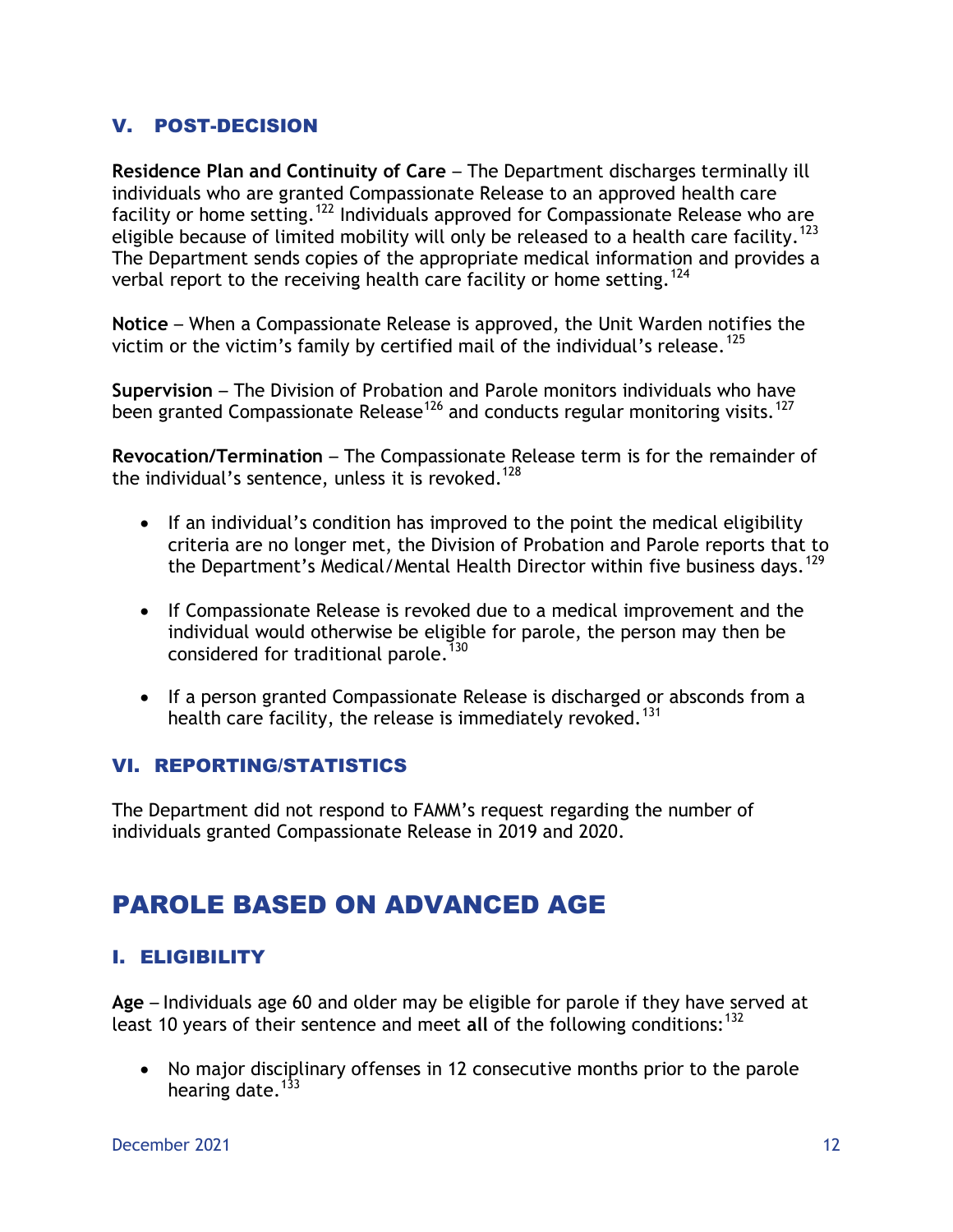## V. POST-DECISION

**Residence Plan and Continuity of Care** – The Department discharges terminally ill individuals who are granted Compassionate Release to an approved health care facility or home setting.[122] Individuals approved for Compassionate Release who are eligible because of limited mobility will only be released to a health care facility.[123] The Department sends copies of the appropriate medical information and provides a verbal report to the receiving health care facility or home setting.[124]

**Notice** – When a Compassionate Release is approved, the Unit Warden notifies the victim or the victim's family by certified mail of the individual's release.[125]

**Supervision** – The Division of Probation and Parole monitors individuals who have been granted Compassionate Release[126] and conducts regular monitoring visits.[127]

**Revocation/Termination** – The Compassionate Release term is for the remainder of the individual's sentence, unless it is revoked.[128]

- If an individual's condition has improved to the point the medical eligibility criteria are no longer met, the Division of Probation and Parole reports that to the Department's Medical/Mental Health Director within five business days.[129]

- If Compassionate Release is revoked due to a medical improvement and the individual would otherwise be eligible for parole, the person may then be considered for traditional parole.[130]

- If a person granted Compassionate Release is discharged or absconds from a health care facility, the release is immediately revoked.[131]

## VI. REPORTING/STATISTICS

The Department did not respond to FAMM's request regarding the number of individuals granted Compassionate Release in 2019 and 2020.

# PAROLE BASED ON ADVANCED AGE

## I. ELIGIBILITY

**Age** – Individuals age 60 and older may be eligible for parole if they have served at least 10 years of their sentence and meet **all** of the following conditions:[132]

- No major disciplinary offenses in 12 consecutive months prior to the parole hearing date.[133]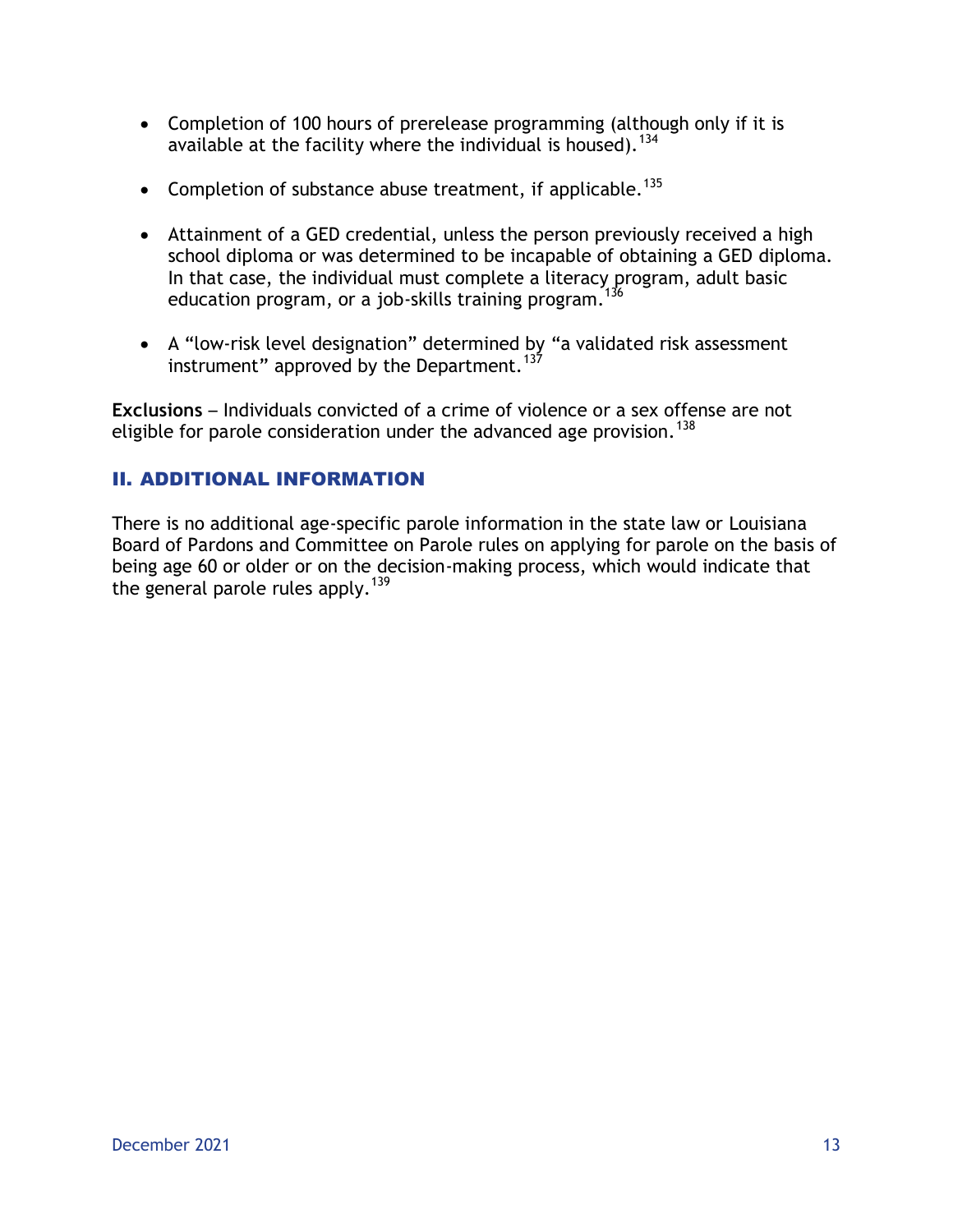- Completion of 100 hours of prerelease programming (although only if it is available at the facility where the individual is housed).[134]

- Completion of substance abuse treatment, if applicable.[135]

- Attainment of a GED credential, unless the person previously received a high school diploma or was determined to be incapable of obtaining a GED diploma. In that case, the individual must complete a literacy program, adult basic education program, or a job-skills training program.[136]

- A "low-risk level designation" determined by "a validated risk assessment instrument" approved by the Department.[137]

**Exclusions** – Individuals convicted of a crime of violence or a sex offense are not eligible for parole consideration under the advanced age provision.[138]

## II. ADDITIONAL INFORMATION

There is no additional age-specific parole information in the state law or Louisiana Board of Pardons and Committee on Parole rules on applying for parole on the basis of being age 60 or older or on the decision-making process, which would indicate that the general parole rules apply.[139]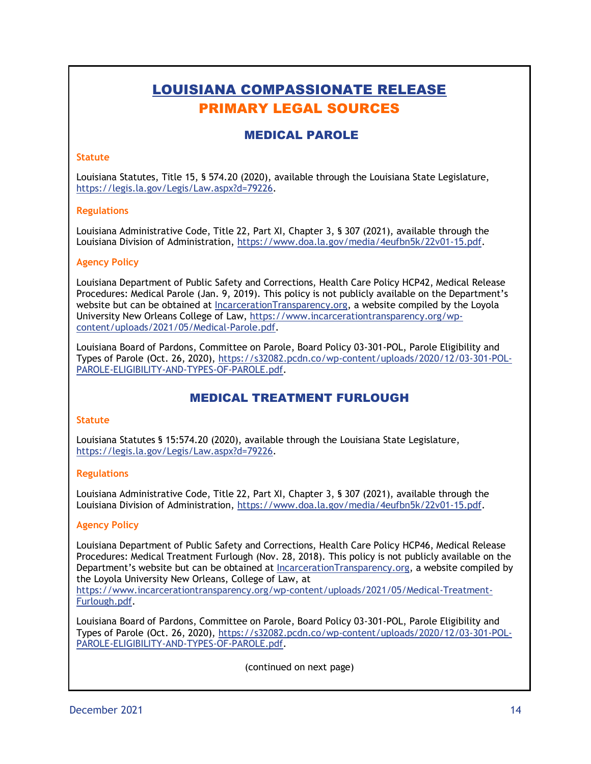# LOUISIANA COMPASSIONATE RELEASE
## PRIMARY LEGAL SOURCES

### MEDICAL PAROLE

**Statute**

Louisiana Statutes, Title 15, § 574.20 (2020), available through the Louisiana State Legislature, https://legis.la.gov/Legis/Law.aspx?d=79226.

**Regulations**

Louisiana Administrative Code, Title 22, Part XI, Chapter 3, § 307 (2021), available through the Louisiana Division of Administration, https://www.doa.la.gov/media/4eufbn5k/22v01-15.pdf.

**Agency Policy**

Louisiana Department of Public Safety and Corrections, Health Care Policy HCP42, Medical Release Procedures: Medical Parole (Jan. 9, 2019). This policy is not publicly available on the Department's website but can be obtained at IncarcerationTransparency.org, a website compiled by the Loyola University New Orleans College of Law, https://www.incarcerationtransparency.org/wp-content/uploads/2021/05/Medical-Parole.pdf.

Louisiana Board of Pardons, Committee on Parole, Board Policy 03-301-POL, Parole Eligibility and Types of Parole (Oct. 26, 2020), https://s32082.pcdn.co/wp-content/uploads/2020/12/03-301-POL-PAROLE-ELIGIBILITY-AND-TYPES-OF-PAROLE.pdf.

### MEDICAL TREATMENT FURLOUGH

**Statute**

Louisiana Statutes § 15:574.20 (2020), available through the Louisiana State Legislature, https://legis.la.gov/Legis/Law.aspx?d=79226.

**Regulations**

Louisiana Administrative Code, Title 22, Part XI, Chapter 3, § 307 (2021), available through the Louisiana Division of Administration, https://www.doa.la.gov/media/4eufbn5k/22v01-15.pdf.

**Agency Policy**

Louisiana Department of Public Safety and Corrections, Health Care Policy HCP46, Medical Release Procedures: Medical Treatment Furlough (Nov. 28, 2018). This policy is not publicly available on the Department's website but can be obtained at IncarcerationTransparency.org, a website compiled by the Loyola University New Orleans, College of Law, at https://www.incarcerationtransparency.org/wp-content/uploads/2021/05/Medical-Treatment-Furlough.pdf.

Louisiana Board of Pardons, Committee on Parole, Board Policy 03-301-POL, Parole Eligibility and Types of Parole (Oct. 26, 2020), https://s32082.pcdn.co/wp-content/uploads/2020/12/03-301-POL-PAROLE-ELIGIBILITY-AND-TYPES-OF-PAROLE.pdf.

(continued on next page)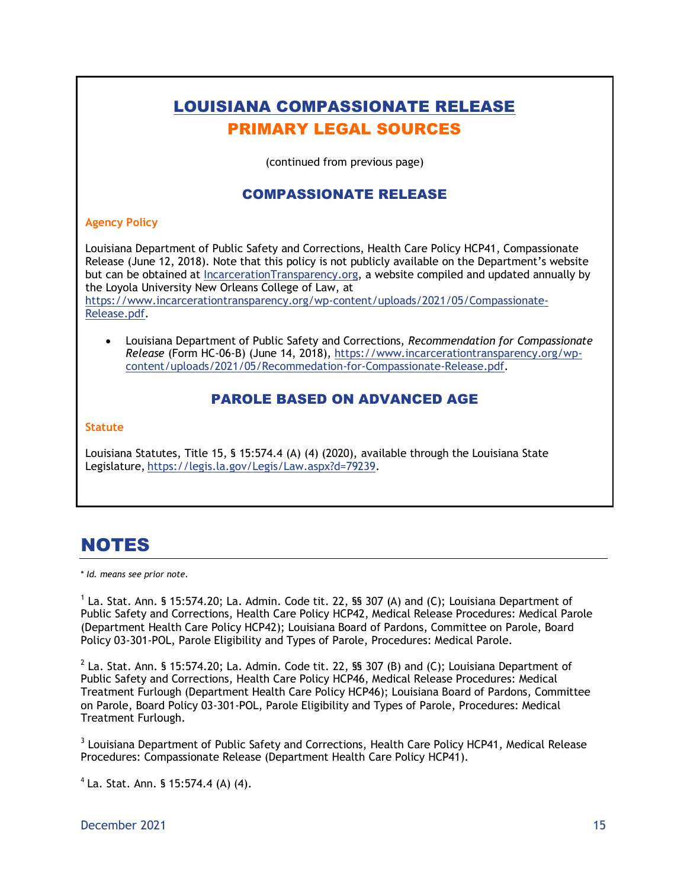# LOUISIANA COMPASSIONATE RELEASE

## PRIMARY LEGAL SOURCES

(continued from previous page)

### COMPASSIONATE RELEASE

**Agency Policy**

Louisiana Department of Public Safety and Corrections, Health Care Policy HCP41, Compassionate Release (June 12, 2018). Note that this policy is not publicly available on the Department's website but can be obtained at [IncarcerationTransparency.org](https://www.incarcerationtransparency.org), a website compiled and updated annually by the Loyola University New Orleans College of Law, at https://www.incarcerationtransparency.org/wp-content/uploads/2021/05/Compassionate-Release.pdf.

- Louisiana Department of Public Safety and Corrections, *Recommendation for Compassionate Release* (Form HC-06-B) (June 14, 2018), https://www.incarcerationtransparency.org/wp-content/uploads/2021/05/Recommedation-for-Compassionate-Release.pdf.

### PAROLE BASED ON ADVANCED AGE

**Statute**

Louisiana Statutes, Title 15, § 15:574.4 (A) (4) (2020), available through the Louisiana State Legislature, https://legis.la.gov/Legis/Law.aspx?d=79239.

# NOTES

*\* Id. means see prior note.*

[1] La. Stat. Ann. § 15:574.20; La. Admin. Code tit. 22, §§ 307 (A) and (C); Louisiana Department of Public Safety and Corrections, Health Care Policy HCP42, Medical Release Procedures: Medical Parole (Department Health Care Policy HCP42); Louisiana Board of Pardons, Committee on Parole, Board Policy 03-301-POL, Parole Eligibility and Types of Parole, Procedures: Medical Parole.

[2] La. Stat. Ann. § 15:574.20; La. Admin. Code tit. 22, §§ 307 (B) and (C); Louisiana Department of Public Safety and Corrections, Health Care Policy HCP46, Medical Release Procedures: Medical Treatment Furlough (Department Health Care Policy HCP46); Louisiana Board of Pardons, Committee on Parole, Board Policy 03-301-POL, Parole Eligibility and Types of Parole, Procedures: Medical Treatment Furlough.

[3] Louisiana Department of Public Safety and Corrections, Health Care Policy HCP41, Medical Release Procedures: Compassionate Release (Department Health Care Policy HCP41).

[4] La. Stat. Ann. § 15:574.4 (A) (4).

December 2021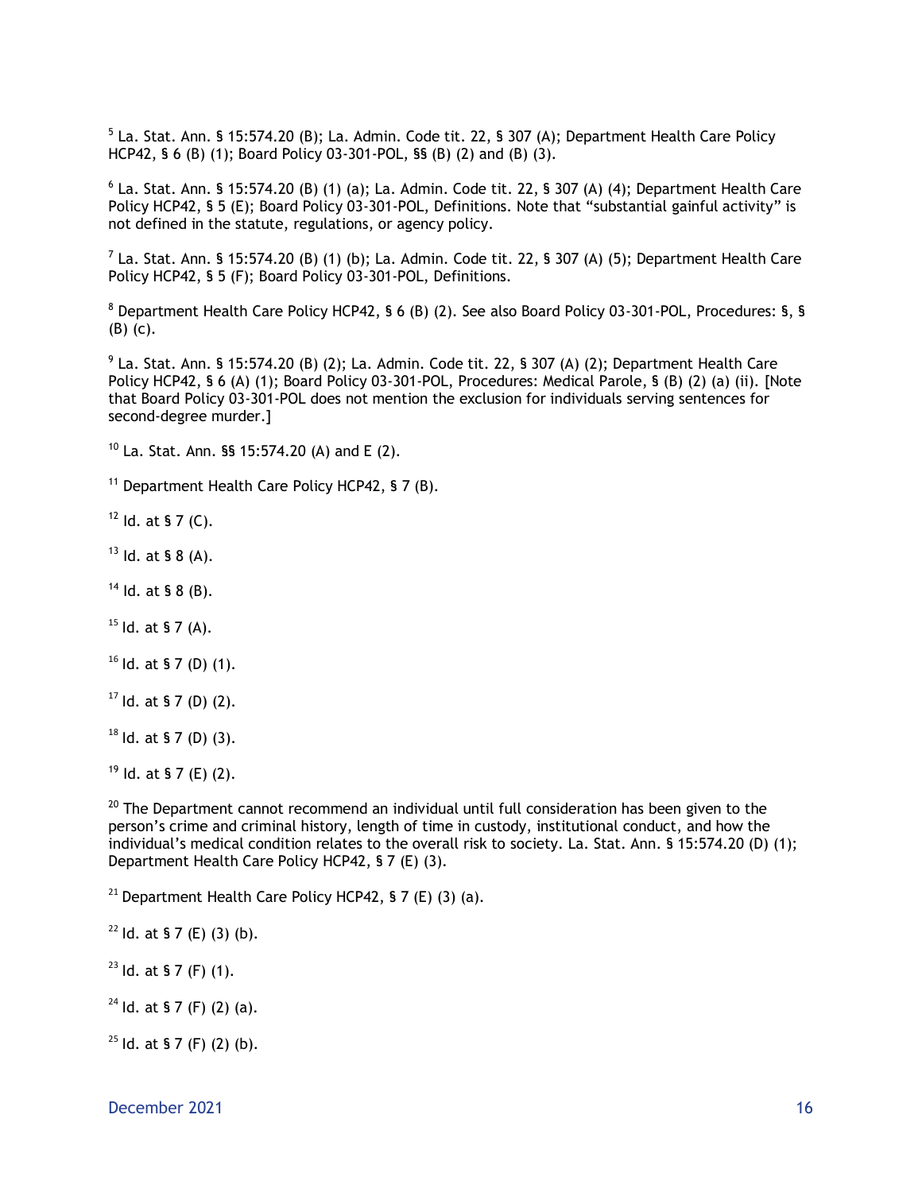[5] La. Stat. Ann. § 15:574.20 (B); La. Admin. Code tit. 22, § 307 (A); Department Health Care Policy HCP42, § 6 (B) (1); Board Policy 03-301-POL, §§ (B) (2) and (B) (3).

[6] La. Stat. Ann. § 15:574.20 (B) (1) (a); La. Admin. Code tit. 22, § 307 (A) (4); Department Health Care Policy HCP42, § 5 (E); Board Policy 03-301-POL, Definitions. Note that "substantial gainful activity" is not defined in the statute, regulations, or agency policy.

[7] La. Stat. Ann. § 15:574.20 (B) (1) (b); La. Admin. Code tit. 22, § 307 (A) (5); Department Health Care Policy HCP42, § 5 (F); Board Policy 03-301-POL, Definitions.

[8] Department Health Care Policy HCP42, § 6 (B) (2). See also Board Policy 03-301-POL, Procedures: §, § (B) (c).

[9] La. Stat. Ann. § 15:574.20 (B) (2); La. Admin. Code tit. 22, § 307 (A) (2); Department Health Care Policy HCP42, § 6 (A) (1); Board Policy 03-301-POL, Procedures: Medical Parole, § (B) (2) (a) (ii). [Note that Board Policy 03-301-POL does not mention the exclusion for individuals serving sentences for second-degree murder.]

[10] La. Stat. Ann. §§ 15:574.20 (A) and E (2).

[11] Department Health Care Policy HCP42, § 7 (B).

[12] Id. at § 7 (C).

[13] Id. at § 8 (A).

[14] Id. at § 8 (B).

[15] Id. at § 7 (A).

[16] Id. at § 7 (D) (1).

[17] Id. at § 7 (D) (2).

[18] Id. at § 7 (D) (3).

[19] Id. at § 7 (E) (2).

[20] The Department cannot recommend an individual until full consideration has been given to the person's crime and criminal history, length of time in custody, institutional conduct, and how the individual's medical condition relates to the overall risk to society. La. Stat. Ann. § 15:574.20 (D) (1); Department Health Care Policy HCP42, § 7 (E) (3).

[21] Department Health Care Policy HCP42, § 7 (E) (3) (a).

[22] Id. at § 7 (E) (3) (b).

[23] Id. at § 7 (F) (1).

[24] Id. at § 7 (F) (2) (a).

[25] Id. at § 7 (F) (2) (b).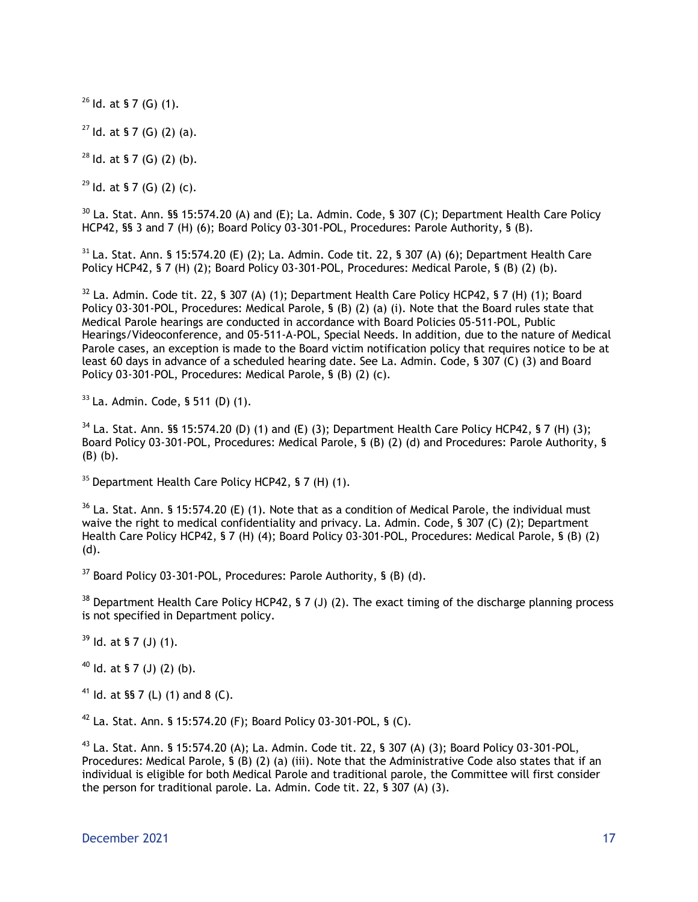[26] Id. at § 7 (G) (1).

[27] Id. at § 7 (G) (2) (a).

[28] Id. at § 7 (G) (2) (b).

[29] Id. at § 7 (G) (2) (c).

[30] La. Stat. Ann. §§ 15:574.20 (A) and (E); La. Admin. Code, § 307 (C); Department Health Care Policy HCP42, §§ 3 and 7 (H) (6); Board Policy 03-301-POL, Procedures: Parole Authority, § (B).

[31] La. Stat. Ann. § 15:574.20 (E) (2); La. Admin. Code tit. 22, § 307 (A) (6); Department Health Care Policy HCP42, § 7 (H) (2); Board Policy 03-301-POL, Procedures: Medical Parole, § (B) (2) (b).

[32] La. Admin. Code tit. 22, § 307 (A) (1); Department Health Care Policy HCP42, § 7 (H) (1); Board Policy 03-301-POL, Procedures: Medical Parole, § (B) (2) (a) (i). Note that the Board rules state that Medical Parole hearings are conducted in accordance with Board Policies 05-511-POL, Public Hearings/Videoconference, and 05-511-A-POL, Special Needs. In addition, due to the nature of Medical Parole cases, an exception is made to the Board victim notification policy that requires notice to be at least 60 days in advance of a scheduled hearing date. See La. Admin. Code, § 307 (C) (3) and Board Policy 03-301-POL, Procedures: Medical Parole, § (B) (2) (c).

[33] La. Admin. Code, § 511 (D) (1).

[34] La. Stat. Ann. §§ 15:574.20 (D) (1) and (E) (3); Department Health Care Policy HCP42, § 7 (H) (3); Board Policy 03-301-POL, Procedures: Medical Parole, § (B) (2) (d) and Procedures: Parole Authority, § (B) (b).

[35] Department Health Care Policy HCP42, § 7 (H) (1).

[36] La. Stat. Ann. § 15:574.20 (E) (1). Note that as a condition of Medical Parole, the individual must waive the right to medical confidentiality and privacy. La. Admin. Code, § 307 (C) (2); Department Health Care Policy HCP42, § 7 (H) (4); Board Policy 03-301-POL, Procedures: Medical Parole, § (B) (2) (d).

[37] Board Policy 03-301-POL, Procedures: Parole Authority, § (B) (d).

[38] Department Health Care Policy HCP42, § 7 (J) (2). The exact timing of the discharge planning process is not specified in Department policy.

[39] Id. at § 7 (J) (1).

[40] Id. at § 7 (J) (2) (b).

[41] Id. at §§ 7 (L) (1) and 8 (C).

[42] La. Stat. Ann. § 15:574.20 (F); Board Policy 03-301-POL, § (C).

[43] La. Stat. Ann. § 15:574.20 (A); La. Admin. Code tit. 22, § 307 (A) (3); Board Policy 03-301-POL, Procedures: Medical Parole, § (B) (2) (a) (iii). Note that the Administrative Code also states that if an individual is eligible for both Medical Parole and traditional parole, the Committee will first consider the person for traditional parole. La. Admin. Code tit. 22, § 307 (A) (3).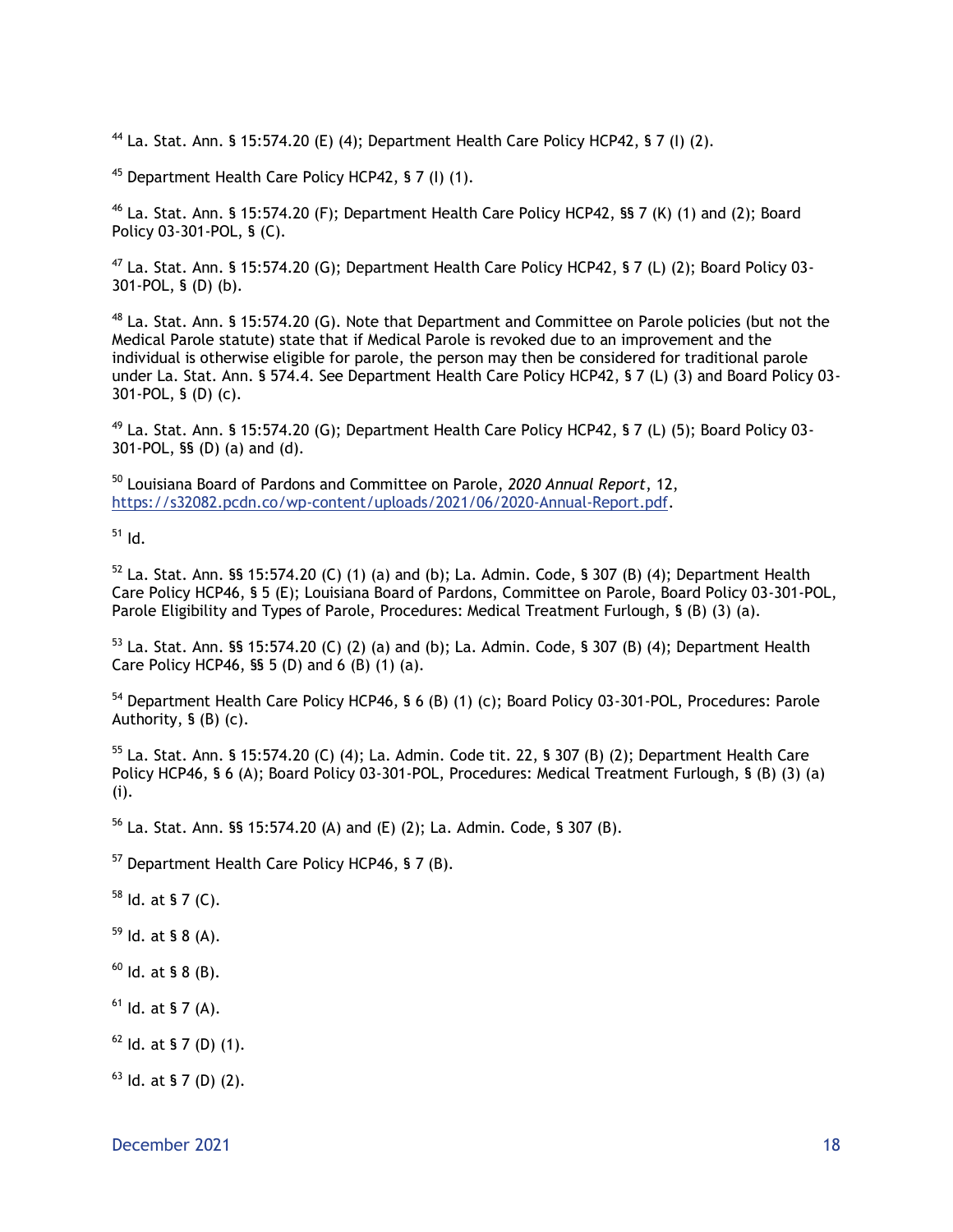[44] La. Stat. Ann. § 15:574.20 (E) (4); Department Health Care Policy HCP42, § 7 (I) (2).

[45] Department Health Care Policy HCP42, § 7 (I) (1).

[46] La. Stat. Ann. § 15:574.20 (F); Department Health Care Policy HCP42, §§ 7 (K) (1) and (2); Board Policy 03-301-POL, § (C).

[47] La. Stat. Ann. § 15:574.20 (G); Department Health Care Policy HCP42, § 7 (L) (2); Board Policy 03-301-POL, § (D) (b).

[48] La. Stat. Ann. § 15:574.20 (G). Note that Department and Committee on Parole policies (but not the Medical Parole statute) state that if Medical Parole is revoked due to an improvement and the individual is otherwise eligible for parole, the person may then be considered for traditional parole under La. Stat. Ann. § 574.4. See Department Health Care Policy HCP42, § 7 (L) (3) and Board Policy 03-301-POL, § (D) (c).

[49] La. Stat. Ann. § 15:574.20 (G); Department Health Care Policy HCP42, § 7 (L) (5); Board Policy 03-301-POL, §§ (D) (a) and (d).

[50] Louisiana Board of Pardons and Committee on Parole, *2020 Annual Report*, 12, https://s32082.pcdn.co/wp-content/uploads/2021/06/2020-Annual-Report.pdf.

[51] Id.

[52] La. Stat. Ann. §§ 15:574.20 (C) (1) (a) and (b); La. Admin. Code, § 307 (B) (4); Department Health Care Policy HCP46, § 5 (E); Louisiana Board of Pardons, Committee on Parole, Board Policy 03-301-POL, Parole Eligibility and Types of Parole, Procedures: Medical Treatment Furlough, § (B) (3) (a).

[53] La. Stat. Ann. §§ 15:574.20 (C) (2) (a) and (b); La. Admin. Code, § 307 (B) (4); Department Health Care Policy HCP46, §§ 5 (D) and 6 (B) (1) (a).

[54] Department Health Care Policy HCP46, § 6 (B) (1) (c); Board Policy 03-301-POL, Procedures: Parole Authority, § (B) (c).

[55] La. Stat. Ann. § 15:574.20 (C) (4); La. Admin. Code tit. 22, § 307 (B) (2); Department Health Care Policy HCP46, § 6 (A); Board Policy 03-301-POL, Procedures: Medical Treatment Furlough, § (B) (3) (a) (i).

[56] La. Stat. Ann. §§ 15:574.20 (A) and (E) (2); La. Admin. Code, § 307 (B).

[57] Department Health Care Policy HCP46, § 7 (B).

[58] Id. at § 7 (C).

[59] Id. at § 8 (A).

[60] Id. at § 8 (B).

[61] Id. at § 7 (A).

[62] Id. at § 7 (D) (1).

[63] Id. at § 7 (D) (2).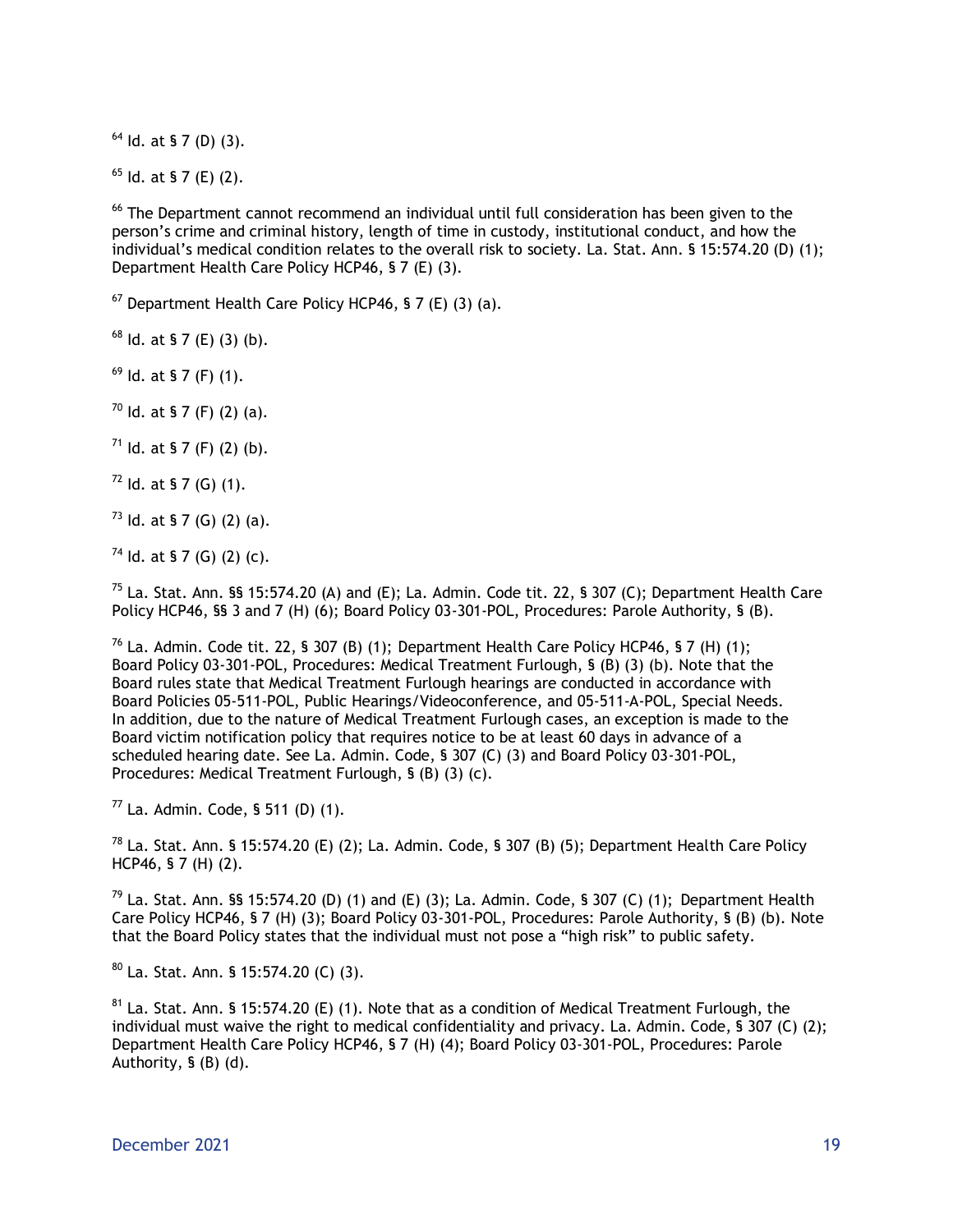[64] Id. at § 7 (D) (3).

[65] Id. at § 7 (E) (2).

[66] The Department cannot recommend an individual until full consideration has been given to the person's crime and criminal history, length of time in custody, institutional conduct, and how the individual's medical condition relates to the overall risk to society. La. Stat. Ann. § 15:574.20 (D) (1); Department Health Care Policy HCP46, § 7 (E) (3).

[67] Department Health Care Policy HCP46, § 7 (E) (3) (a).

[68] Id. at § 7 (E) (3) (b).

[69] Id. at § 7 (F) (1).

[70] Id. at § 7 (F) (2) (a).

[71] Id. at § 7 (F) (2) (b).

[72] Id. at § 7 (G) (1).

[73] Id. at § 7 (G) (2) (a).

[74] Id. at § 7 (G) (2) (c).

[75] La. Stat. Ann. §§ 15:574.20 (A) and (E); La. Admin. Code tit. 22, § 307 (C); Department Health Care Policy HCP46, §§ 3 and 7 (H) (6); Board Policy 03-301-POL, Procedures: Parole Authority, § (B).

[76] La. Admin. Code tit. 22, § 307 (B) (1); Department Health Care Policy HCP46, § 7 (H) (1); Board Policy 03-301-POL, Procedures: Medical Treatment Furlough, § (B) (3) (b). Note that the Board rules state that Medical Treatment Furlough hearings are conducted in accordance with Board Policies 05-511-POL, Public Hearings/Videoconference, and 05-511-A-POL, Special Needs. In addition, due to the nature of Medical Treatment Furlough cases, an exception is made to the Board victim notification policy that requires notice to be at least 60 days in advance of a scheduled hearing date. See La. Admin. Code, § 307 (C) (3) and Board Policy 03-301-POL, Procedures: Medical Treatment Furlough, § (B) (3) (c).

[77] La. Admin. Code, § 511 (D) (1).

[78] La. Stat. Ann. § 15:574.20 (E) (2); La. Admin. Code, § 307 (B) (5); Department Health Care Policy HCP46, § 7 (H) (2).

[79] La. Stat. Ann. §§ 15:574.20 (D) (1) and (E) (3); La. Admin. Code, § 307 (C) (1); Department Health Care Policy HCP46, § 7 (H) (3); Board Policy 03-301-POL, Procedures: Parole Authority, § (B) (b). Note that the Board Policy states that the individual must not pose a "high risk" to public safety.

[80] La. Stat. Ann. § 15:574.20 (C) (3).

[81] La. Stat. Ann. § 15:574.20 (E) (1). Note that as a condition of Medical Treatment Furlough, the individual must waive the right to medical confidentiality and privacy. La. Admin. Code, § 307 (C) (2); Department Health Care Policy HCP46, § 7 (H) (4); Board Policy 03-301-POL, Procedures: Parole Authority, § (B) (d).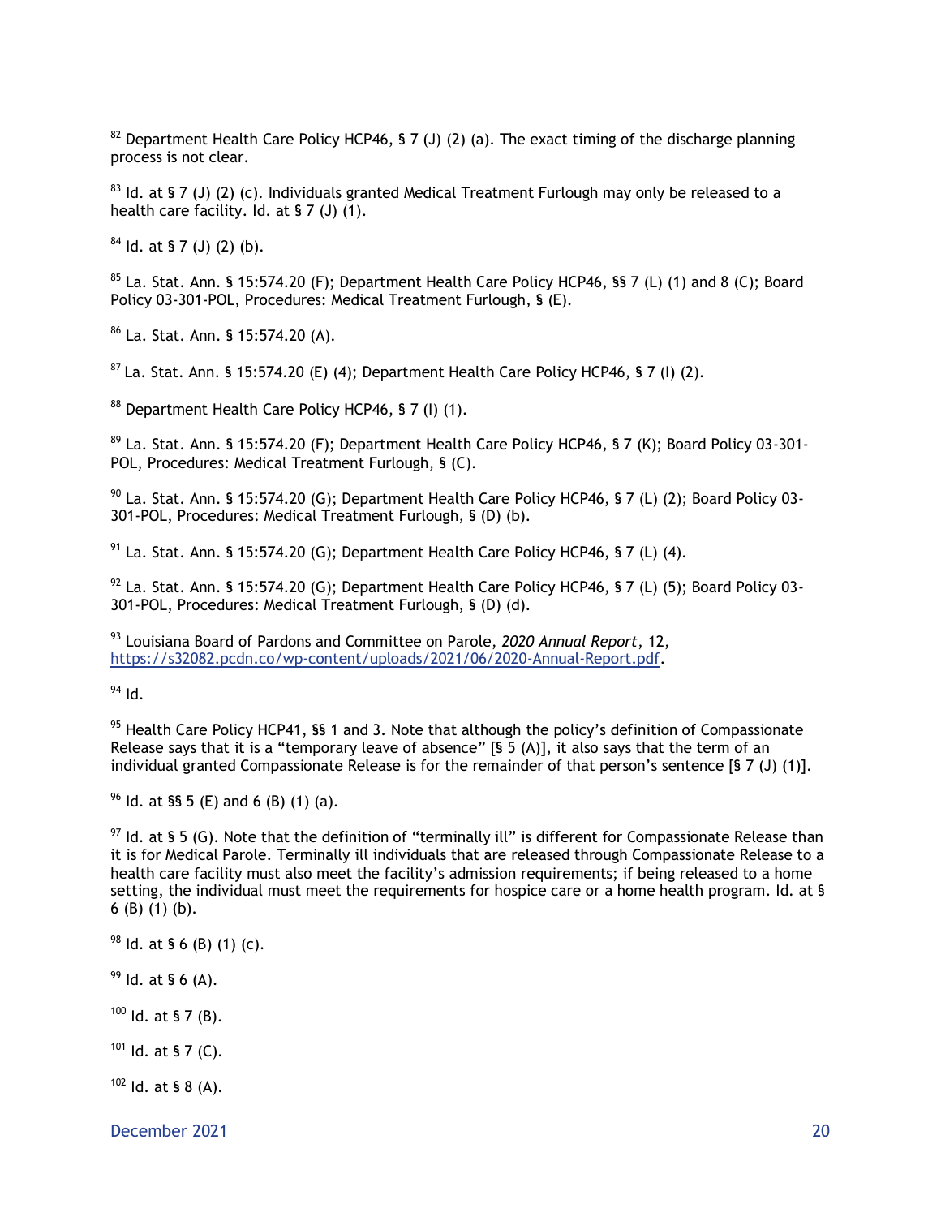[82] Department Health Care Policy HCP46, § 7 (J) (2) (a). The exact timing of the discharge planning process is not clear.

[83] Id. at § 7 (J) (2) (c). Individuals granted Medical Treatment Furlough may only be released to a health care facility. Id. at § 7 (J) (1).

[84] Id. at § 7 (J) (2) (b).

[85] La. Stat. Ann. § 15:574.20 (F); Department Health Care Policy HCP46, §§ 7 (L) (1) and 8 (C); Board Policy 03-301-POL, Procedures: Medical Treatment Furlough, § (E).

[86] La. Stat. Ann. § 15:574.20 (A).

[87] La. Stat. Ann. § 15:574.20 (E) (4); Department Health Care Policy HCP46, § 7 (I) (2).

[88] Department Health Care Policy HCP46, § 7 (I) (1).

[89] La. Stat. Ann. § 15:574.20 (F); Department Health Care Policy HCP46, § 7 (K); Board Policy 03-301-POL, Procedures: Medical Treatment Furlough, § (C).

[90] La. Stat. Ann. § 15:574.20 (G); Department Health Care Policy HCP46, § 7 (L) (2); Board Policy 03-301-POL, Procedures: Medical Treatment Furlough, § (D) (b).

[91] La. Stat. Ann. § 15:574.20 (G); Department Health Care Policy HCP46, § 7 (L) (4).

[92] La. Stat. Ann. § 15:574.20 (G); Department Health Care Policy HCP46, § 7 (L) (5); Board Policy 03-301-POL, Procedures: Medical Treatment Furlough, § (D) (d).

[93] Louisiana Board of Pardons and Committee on Parole, *2020 Annual Report*, 12, https://s32082.pcdn.co/wp-content/uploads/2021/06/2020-Annual-Report.pdf.

[94] Id.

[95] Health Care Policy HCP41, §§ 1 and 3. Note that although the policy's definition of Compassionate Release says that it is a "temporary leave of absence" [§ 5 (A)], it also says that the term of an individual granted Compassionate Release is for the remainder of that person's sentence [§ 7 (J) (1)].

[96] Id. at §§ 5 (E) and 6 (B) (1) (a).

[97] Id. at § 5 (G). Note that the definition of "terminally ill" is different for Compassionate Release than it is for Medical Parole. Terminally ill individuals that are released through Compassionate Release to a health care facility must also meet the facility's admission requirements; if being released to a home setting, the individual must meet the requirements for hospice care or a home health program. Id. at § 6 (B) (1) (b).

[98] Id. at § 6 (B) (1) (c).

[99] Id. at § 6 (A).

[100] Id. at § 7 (B).

[101] Id. at § 7 (C).

[102] Id. at § 8 (A).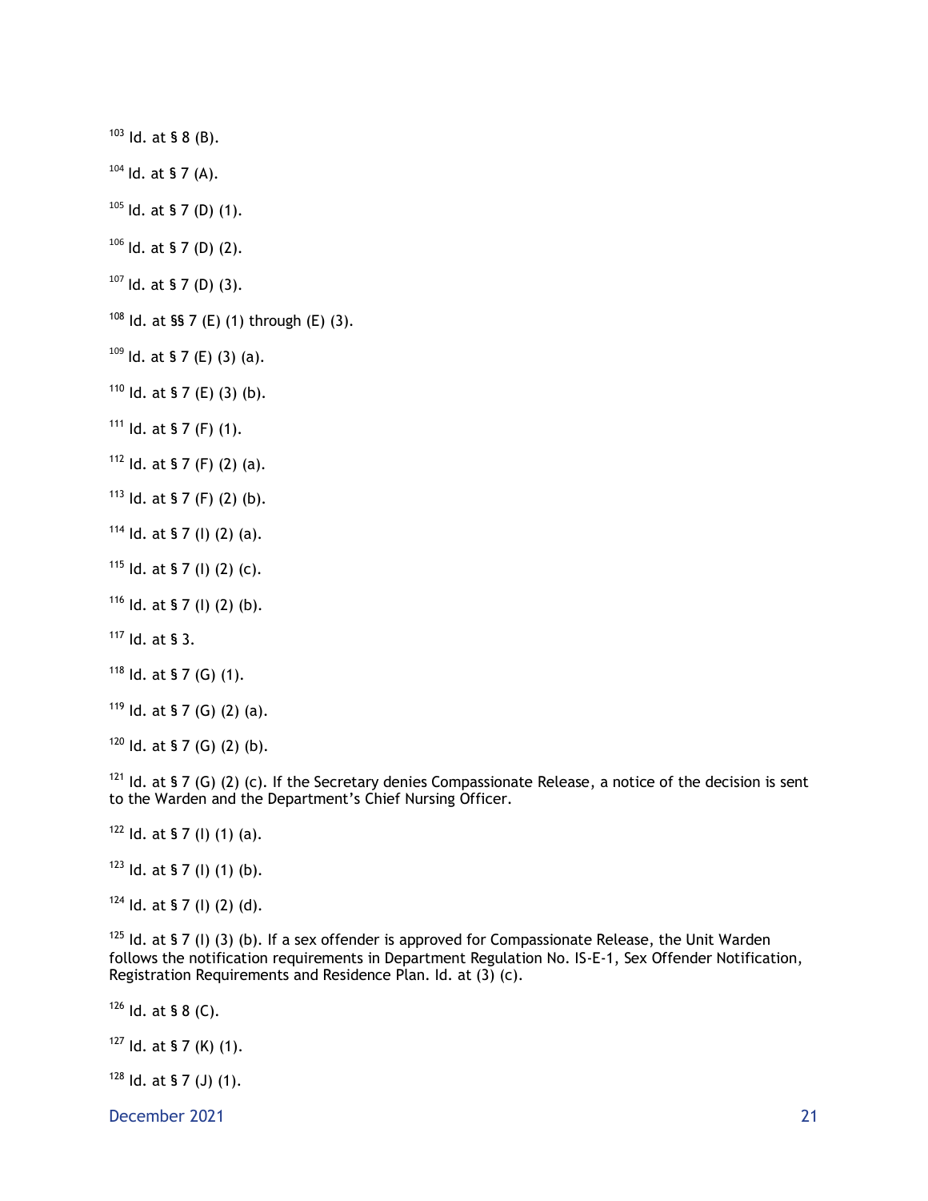[103] Id. at § 8 (B).

[104] Id. at § 7 (A).

[105] Id. at § 7 (D) (1).

[106] Id. at § 7 (D) (2).

[107] Id. at § 7 (D) (3).

[108] Id. at §§ 7 (E) (1) through (E) (3).

[109] Id. at § 7 (E) (3) (a).

[110] Id. at § 7 (E) (3) (b).

[111] Id. at § 7 (F) (1).

[112] Id. at § 7 (F) (2) (a).

[113] Id. at § 7 (F) (2) (b).

[114] Id. at § 7 (I) (2) (a).

[115] Id. at § 7 (I) (2) (c).

[116] Id. at § 7 (I) (2) (b).

[117] Id. at § 3.

[118] Id. at § 7 (G) (1).

[119] Id. at § 7 (G) (2) (a).

[120] Id. at § 7 (G) (2) (b).

[121] Id. at § 7 (G) (2) (c). If the Secretary denies Compassionate Release, a notice of the decision is sent to the Warden and the Department's Chief Nursing Officer.

[122] Id. at § 7 (I) (1) (a).

[123] Id. at § 7 (I) (1) (b).

[124] Id. at § 7 (I) (2) (d).

[125] Id. at § 7 (I) (3) (b). If a sex offender is approved for Compassionate Release, the Unit Warden follows the notification requirements in Department Regulation No. IS-E-1, Sex Offender Notification, Registration Requirements and Residence Plan. Id. at (3) (c).

[126] Id. at § 8 (C).

[127] Id. at § 7 (K) (1).

[128] Id. at § 7 (J) (1).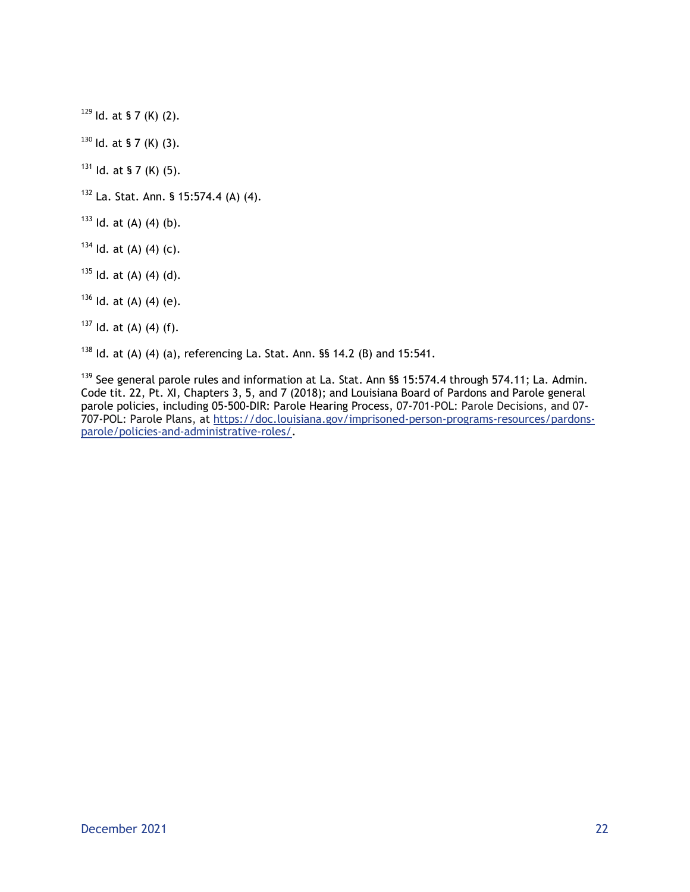[129] Id. at § 7 (K) (2).

[130] Id. at § 7 (K) (3).

[131] Id. at § 7 (K) (5).

[132] La. Stat. Ann. § 15:574.4 (A) (4).

[133] Id. at (A) (4) (b).

[134] Id. at (A) (4) (c).

[135] Id. at (A) (4) (d).

[136] Id. at (A) (4) (e).

[137] Id. at (A) (4) (f).

[138] Id. at (A) (4) (a), referencing La. Stat. Ann. §§ 14.2 (B) and 15:541.

[139] See general parole rules and information at La. Stat. Ann §§ 15:574.4 through 574.11; La. Admin. Code tit. 22, Pt. XI, Chapters 3, 5, and 7 (2018); and Louisiana Board of Pardons and Parole general parole policies, including 05-500-DIR: Parole Hearing Process, 07-701-POL: Parole Decisions, and 07-707-POL: Parole Plans, at https://doc.louisiana.gov/imprisoned-person-programs-resources/pardons-parole/policies-and-administrative-roles/.